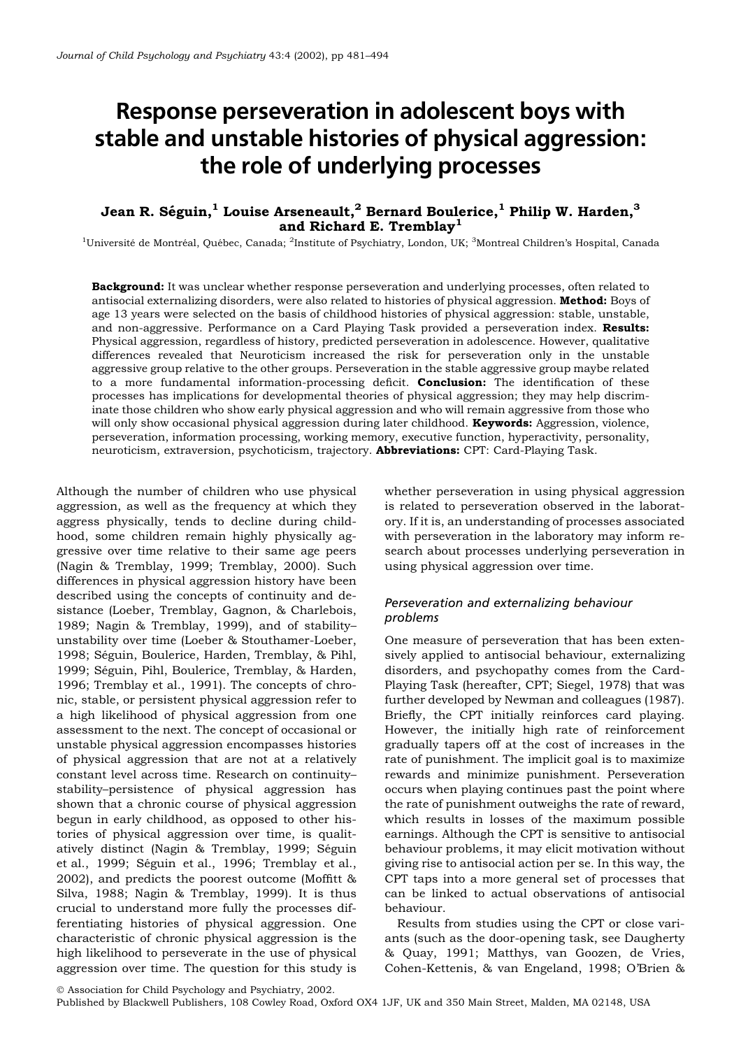# Response perseveration in adolescent boys with stable and unstable histories of physical aggression: the role of underlying processes

**Jean R. Séguin,[1] Louise Arseneault,[2] Bernard Boulerice,[1] Philip W. Harden,[3] and Richard E. Tremblay[1]**

[1]Université de Montréal, Québec, Canada; [2]Institute of Psychiatry, London, UK; [3]Montreal Children's Hospital, Canada

**Background:** It was unclear whether response perseveration and underlying processes, often related to antisocial externalizing disorders, were also related to histories of physical aggression. **Method:** Boys of age 13 years were selected on the basis of childhood histories of physical aggression: stable, unstable, and non-aggressive. Performance on a Card Playing Task provided a perseveration index. **Results:** Physical aggression, regardless of history, predicted perseveration in adolescence. However, qualitative differences revealed that Neuroticism increased the risk for perseveration only in the unstable aggressive group relative to the other groups. Perseveration in the stable aggressive group maybe related to a more fundamental information-processing deficit. **Conclusion:** The identification of these processes has implications for developmental theories of physical aggression; they may help discriminate those children who show early physical aggression and who will remain aggressive from those who will only show occasional physical aggression during later childhood. **Keywords:** Aggression, violence, perseveration, information processing, working memory, executive function, hyperactivity, personality, neuroticism, extraversion, psychoticism, trajectory. **Abbreviations:** CPT: Card-Playing Task.

Although the number of children who use physical aggression, as well as the frequency at which they aggress physically, tends to decline during childhood, some children remain highly physically aggressive over time relative to their same age peers (Nagin & Tremblay, 1999; Tremblay, 2000). Such differences in physical aggression history have been described using the concepts of continuity and desistance (Loeber, Tremblay, Gagnon, & Charlebois, 1989; Nagin & Tremblay, 1999), and of stability–unstability over time (Loeber & Stouthamer-Loeber, 1998; Séguin, Boulerice, Harden, Tremblay, & Pihl, 1999; Séguin, Pihl, Boulerice, Tremblay, & Harden, 1996; Tremblay et al., 1991). The concepts of chronic, stable, or persistent physical aggression refer to a high likelihood of physical aggression from one assessment to the next. The concept of occasional or unstable physical aggression encompasses histories of physical aggression that are not at a relatively constant level across time. Research on continuity–stability–persistence of physical aggression has shown that a chronic course of physical aggression begun in early childhood, as opposed to other histories of physical aggression over time, is qualitatively distinct (Nagin & Tremblay, 1999; Séguin et al., 1999; Séguin et al., 1996; Tremblay et al., 2002), and predicts the poorest outcome (Moffitt & Silva, 1988; Nagin & Tremblay, 1999). It is thus crucial to understand more fully the processes differentiating histories of physical aggression. One characteristic of chronic physical aggression is the high likelihood to perseverate in the use of physical aggression over time. The question for this study is whether perseveration in using physical aggression is related to perseveration observed in the laboratory. If it is, an understanding of processes associated with perseveration in the laboratory may inform research about processes underlying perseveration in using physical aggression over time.

### *Perseveration and externalizing behaviour problems*

One measure of perseveration that has been extensively applied to antisocial behaviour, externalizing disorders, and psychopathy comes from the Card-Playing Task (hereafter, CPT; Siegel, 1978) that was further developed by Newman and colleagues (1987). Briefly, the CPT initially reinforces card playing. However, the initially high rate of reinforcement gradually tapers off at the cost of increases in the rate of punishment. The implicit goal is to maximize rewards and minimize punishment. Perseveration occurs when playing continues past the point where the rate of punishment outweighs the rate of reward, which results in losses of the maximum possible earnings. Although the CPT is sensitive to antisocial behaviour problems, it may elicit motivation without giving rise to antisocial action per se. In this way, the CPT taps into a more general set of processes that can be linked to actual observations of antisocial behaviour.

Results from studies using the CPT or close variants (such as the door-opening task, see Daugherty & Quay, 1991; Matthys, van Goozen, de Vries, Cohen-Kettenis, & van Engeland, 1998; O'Brien &

© Association for Child Psychology and Psychiatry, 2002.
Published by Blackwell Publishers, 108 Cowley Road, Oxford OX4 1JF, UK and 350 Main Street, Malden, MA 02148, USA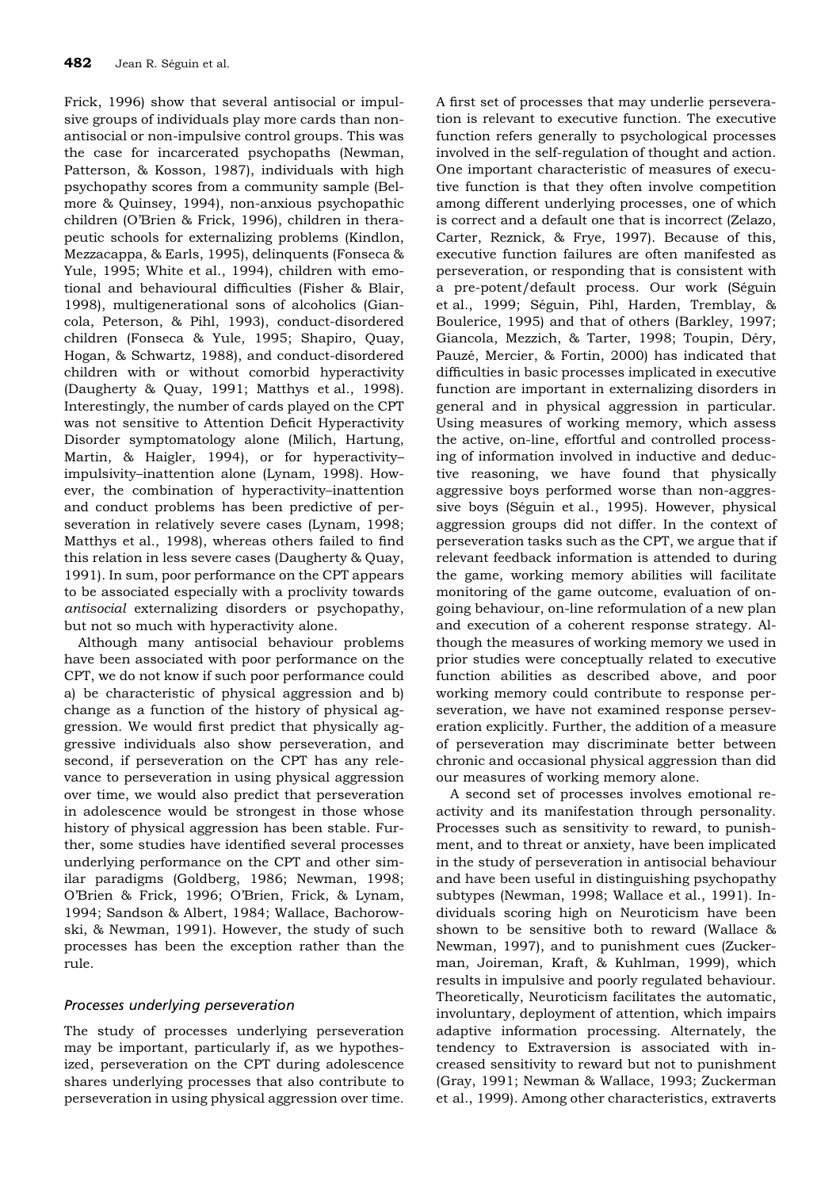Frick, 1996) show that several antisocial or impulsive groups of individuals play more cards than non-antisocial or non-impulsive control groups. This was the case for incarcerated psychopaths (Newman, Patterson, & Kosson, 1987), individuals with high psychopathy scores from a community sample (Belmore & Quinsey, 1994), non-anxious psychopathic children (O'Brien & Frick, 1996), children in therapeutic schools for externalizing problems (Kindlon, Mezzacappa, & Earls, 1995), delinquents (Fonseca & Yule, 1995; White et al., 1994), children with emotional and behavioural difficulties (Fisher & Blair, 1998), multigenerational sons of alcoholics (Giancola, Peterson, & Pihl, 1993), conduct-disordered children (Fonseca & Yule, 1995; Shapiro, Quay, Hogan, & Schwartz, 1988), and conduct-disordered children with or without comorbid hyperactivity (Daugherty & Quay, 1991; Matthys et al., 1998). Interestingly, the number of cards played on the CPT was not sensitive to Attention Deficit Hyperactivity Disorder symptomatology alone (Milich, Hartung, Martin, & Haigler, 1994), or for hyperactivity–impulsivity–inattention alone (Lynam, 1998). However, the combination of hyperactivity–inattention and conduct problems has been predictive of perseveration in relatively severe cases (Lynam, 1998; Matthys et al., 1998), whereas others failed to find this relation in less severe cases (Daugherty & Quay, 1991). In sum, poor performance on the CPT appears to be associated especially with a proclivity towards *antisocial* externalizing disorders or psychopathy, but not so much with hyperactivity alone.

Although many antisocial behaviour problems have been associated with poor performance on the CPT, we do not know if such poor performance could a) be characteristic of physical aggression and b) change as a function of the history of physical aggression. We would first predict that physically aggressive individuals also show perseveration, and second, if perseveration on the CPT has any relevance to perseveration in using physical aggression over time, we would also predict that perseveration in adolescence would be strongest in those whose history of physical aggression has been stable. Further, some studies have identified several processes underlying performance on the CPT and other similar paradigms (Goldberg, 1986; Newman, 1998; O'Brien & Frick, 1996; O'Brien, Frick, & Lynam, 1994; Sandson & Albert, 1984; Wallace, Bachorowski, & Newman, 1991). However, the study of such processes has been the exception rather than the rule.

## *Processes underlying perseveration*

The study of processes underlying perseveration may be important, particularly if, as we hypothesized, perseveration on the CPT during adolescence shares underlying processes that also contribute to perseveration in using physical aggression over time.

A first set of processes that may underlie perseveration is relevant to executive function. The executive function refers generally to psychological processes involved in the self-regulation of thought and action. One important characteristic of measures of executive function is that they often involve competition among different underlying processes, one of which is correct and a default one that is incorrect (Zelazo, Carter, Reznick, & Frye, 1997). Because of this, executive function failures are often manifested as perseveration, or responding that is consistent with a pre-potent/default process. Our work (Séguin et al., 1999; Séguin, Pihl, Harden, Tremblay, & Boulerice, 1995) and that of others (Barkley, 1997; Giancola, Mezzich, & Tarter, 1998; Toupin, Déry, Pauzé, Mercier, & Fortin, 2000) has indicated that difficulties in basic processes implicated in executive function are important in externalizing disorders in general and in physical aggression in particular. Using measures of working memory, which assess the active, on-line, effortful and controlled processing of information involved in inductive and deductive reasoning, we have found that physically aggressive boys performed worse than non-aggressive boys (Séguin et al., 1995). However, physical aggression groups did not differ. In the context of perseveration tasks such as the CPT, we argue that if relevant feedback information is attended to during the game, working memory abilities will facilitate monitoring of the game outcome, evaluation of ongoing behaviour, on-line reformulation of a new plan and execution of a coherent response strategy. Although the measures of working memory we used in prior studies were conceptually related to executive function abilities as described above, and poor working memory could contribute to response perseveration, we have not examined response perseveration explicitly. Further, the addition of a measure of perseveration may discriminate better between chronic and occasional physical aggression than did our measures of working memory alone.

A second set of processes involves emotional reactivity and its manifestation through personality. Processes such as sensitivity to reward, to punishment, and to threat or anxiety, have been implicated in the study of perseveration in antisocial behaviour and have been useful in distinguishing psychopathy subtypes (Newman, 1998; Wallace et al., 1991). Individuals scoring high on Neuroticism have been shown to be sensitive both to reward (Wallace & Newman, 1997), and to punishment cues (Zuckerman, Joireman, Kraft, & Kuhlman, 1999), which results in impulsive and poorly regulated behaviour. Theoretically, Neuroticism facilitates the automatic, involuntary, deployment of attention, which impairs adaptive information processing. Alternately, the tendency to Extraversion is associated with increased sensitivity to reward but not to punishment (Gray, 1991; Newman & Wallace, 1993; Zuckerman et al., 1999). Among other characteristics, extraverts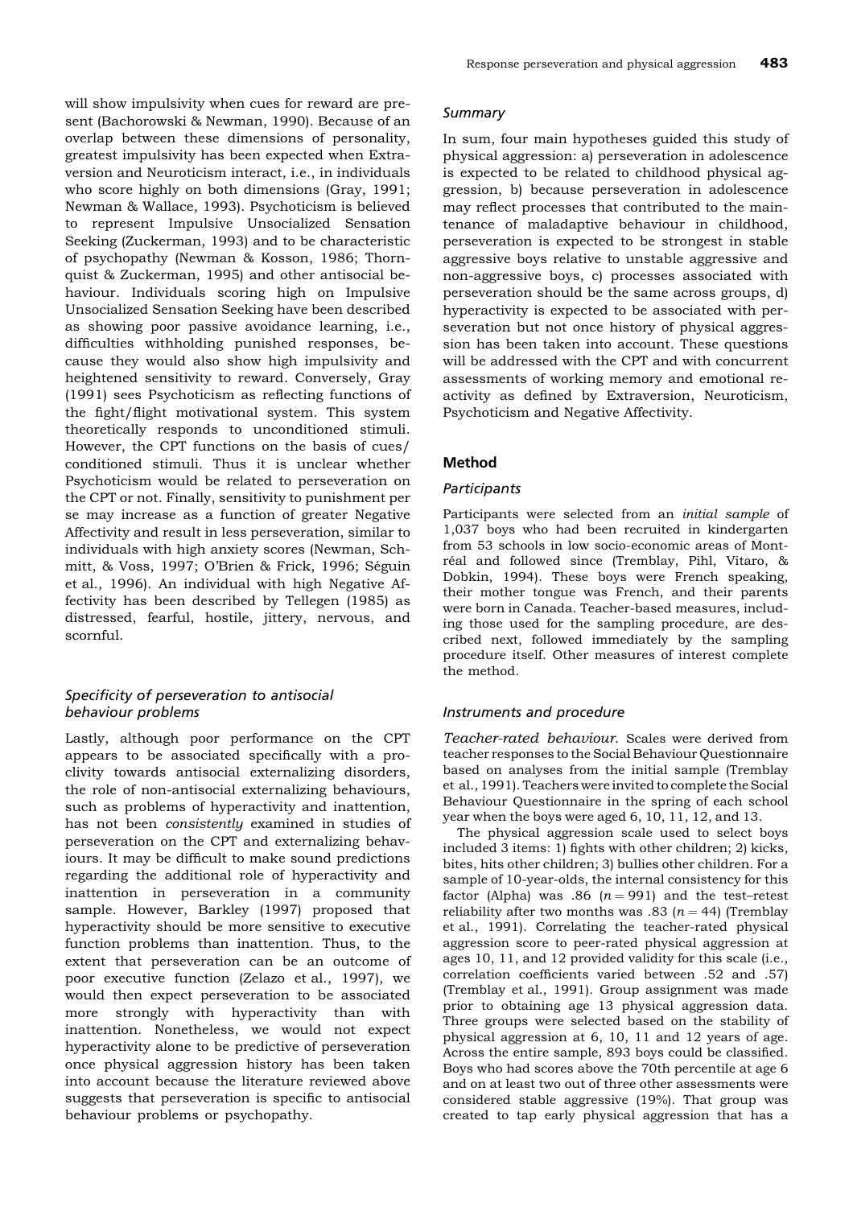will show impulsivity when cues for reward are present (Bachorowski & Newman, 1990). Because of an overlap between these dimensions of personality, greatest impulsivity has been expected when Extraversion and Neuroticism interact, i.e., in individuals who score highly on both dimensions (Gray, 1991; Newman & Wallace, 1993). Psychoticism is believed to represent Impulsive Unsocialized Sensation Seeking (Zuckerman, 1993) and to be characteristic of psychopathy (Newman & Kosson, 1986; Thornquist & Zuckerman, 1995) and other antisocial behaviour. Individuals scoring high on Impulsive Unsocialized Sensation Seeking have been described as showing poor passive avoidance learning, i.e., difficulties withholding punished responses, because they would also show high impulsivity and heightened sensitivity to reward. Conversely, Gray (1991) sees Psychoticism as reflecting functions of the fight/flight motivational system. This system theoretically responds to unconditioned stimuli. However, the CPT functions on the basis of cues/conditioned stimuli. Thus it is unclear whether Psychoticism would be related to perseveration on the CPT or not. Finally, sensitivity to punishment per se may increase as a function of greater Negative Affectivity and result in less perseveration, similar to individuals with high anxiety scores (Newman, Schmitt, & Voss, 1997; O'Brien & Frick, 1996; Séguin et al., 1996). An individual with high Negative Affectivity has been described by Tellegen (1985) as distressed, fearful, hostile, jittery, nervous, and scornful.

### *Specificity of perseveration to antisocial behaviour problems*

Lastly, although poor performance on the CPT appears to be associated specifically with a proclivity towards antisocial externalizing disorders, the role of non-antisocial externalizing behaviours, such as problems of hyperactivity and inattention, has not been *consistently* examined in studies of perseveration on the CPT and externalizing behaviours. It may be difficult to make sound predictions regarding the additional role of hyperactivity and inattention in perseveration in a community sample. However, Barkley (1997) proposed that hyperactivity should be more sensitive to executive function problems than inattention. Thus, to the extent that perseveration can be an outcome of poor executive function (Zelazo et al., 1997), we would then expect perseveration to be associated more strongly with hyperactivity than with inattention. Nonetheless, we would not expect hyperactivity alone to be predictive of perseveration once physical aggression history has been taken into account because the literature reviewed above suggests that perseveration is specific to antisocial behaviour problems or psychopathy.

### *Summary*

In sum, four main hypotheses guided this study of physical aggression: a) perseveration in adolescence is expected to be related to childhood physical aggression, b) because perseveration in adolescence may reflect processes that contributed to the maintenance of maladaptive behaviour in childhood, perseveration is expected to be strongest in stable aggressive boys relative to unstable aggressive and non-aggressive boys, c) processes associated with perseveration should be the same across groups, d) hyperactivity is expected to be associated with perseveration but not once history of physical aggression has been taken into account. These questions will be addressed with the CPT and with concurrent assessments of working memory and emotional reactivity as defined by Extraversion, Neuroticism, Psychoticism and Negative Affectivity.

## Method

### *Participants*

Participants were selected from an *initial sample* of 1,037 boys who had been recruited in kindergarten from 53 schools in low socio-economic areas of Montréal and followed since (Tremblay, Pihl, Vitaro, & Dobkin, 1994). These boys were French speaking, their mother tongue was French, and their parents were born in Canada. Teacher-based measures, including those used for the sampling procedure, are described next, followed immediately by the sampling procedure itself. Other measures of interest complete the method.

### *Instruments and procedure*

*Teacher-rated behaviour.* Scales were derived from teacher responses to the Social Behaviour Questionnaire based on analyses from the initial sample (Tremblay et al., 1991). Teachers were invited to complete the Social Behaviour Questionnaire in the spring of each school year when the boys were aged 6, 10, 11, 12, and 13.

The physical aggression scale used to select boys included 3 items: 1) fights with other children; 2) kicks, bites, hits other children; 3) bullies other children. For a sample of 10-year-olds, the internal consistency for this factor (Alpha) was .86 ($n = 991$) and the test–retest reliability after two months was .83 ($n = 44$) (Tremblay et al., 1991). Correlating the teacher-rated physical aggression score to peer-rated physical aggression at ages 10, 11, and 12 provided validity for this scale (i.e., correlation coefficients varied between .52 and .57) (Tremblay et al., 1991). Group assignment was made prior to obtaining age 13 physical aggression data. Three groups were selected based on the stability of physical aggression at 6, 10, 11 and 12 years of age. Across the entire sample, 893 boys could be classified. Boys who had scores above the 70th percentile at age 6 and on at least two out of three other assessments were considered stable aggressive (19%). That group was created to tap early physical aggression that has a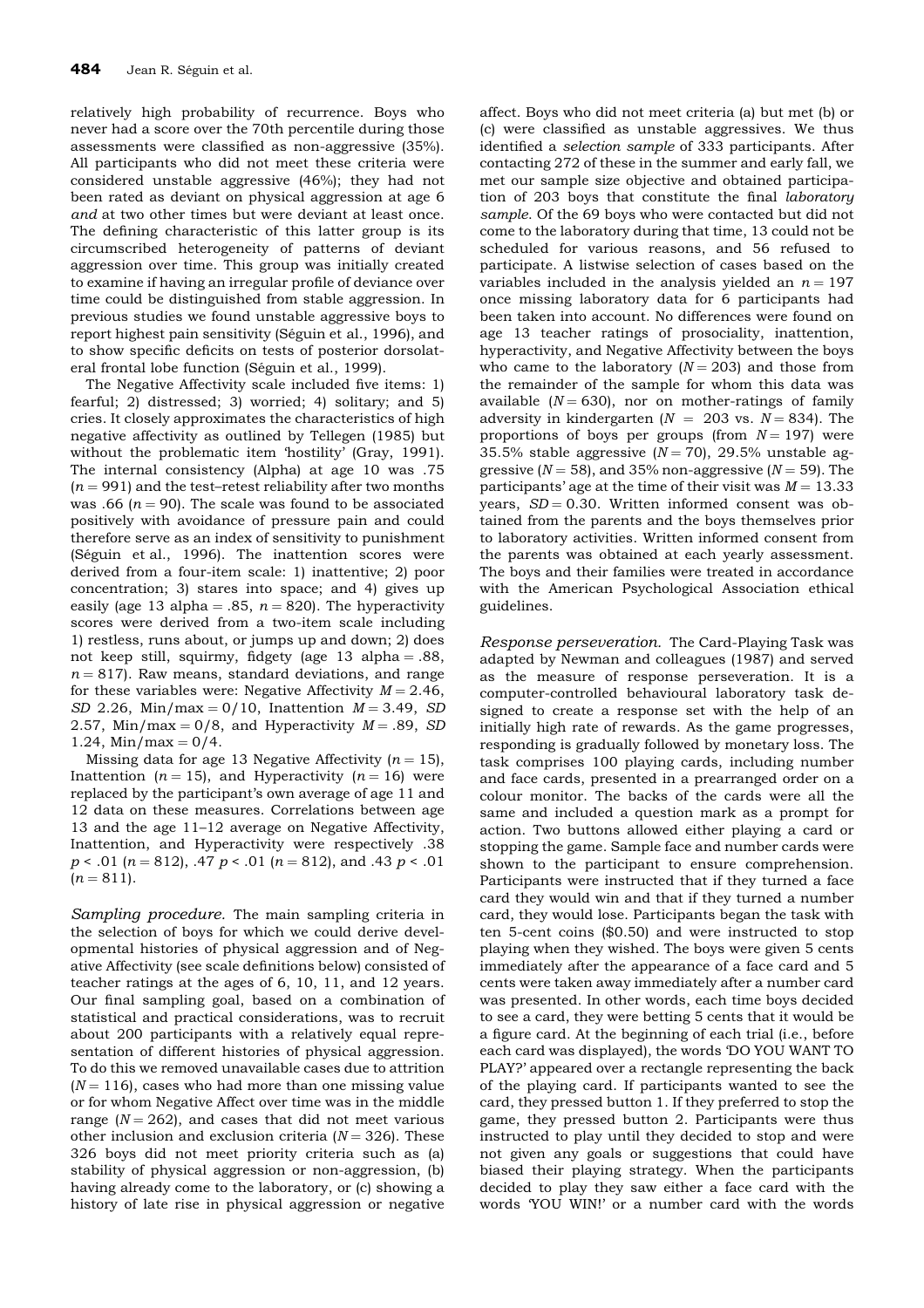relatively high probability of recurrence. Boys who never had a score over the 70th percentile during those assessments were classified as non-aggressive (35%). All participants who did not meet these criteria were considered unstable aggressive (46%); they had not been rated as deviant on physical aggression at age 6 *and* at two other times but were deviant at least once. The defining characteristic of this latter group is its circumscribed heterogeneity of patterns of deviant aggression over time. This group was initially created to examine if having an irregular profile of deviance over time could be distinguished from stable aggression. In previous studies we found unstable aggressive boys to report highest pain sensitivity (Séguin et al., 1996), and to show specific deficits on tests of posterior dorsolateral frontal lobe function (Séguin et al., 1999).

The Negative Affectivity scale included five items: 1) fearful; 2) distressed; 3) worried; 4) solitary; and 5) cries. It closely approximates the characteristics of high negative affectivity as outlined by Tellegen (1985) but without the problematic item 'hostility' (Gray, 1991). The internal consistency (Alpha) at age 10 was .75 ($n = 991$) and the test–retest reliability after two months was .66 ($n = 90$). The scale was found to be associated positively with avoidance of pressure pain and could therefore serve as an index of sensitivity to punishment (Séguin et al., 1996). The inattention scores were derived from a four-item scale: 1) inattentive; 2) poor concentration; 3) stares into space; and 4) gives up easily (age 13 alpha = .85, $n = 820$). The hyperactivity scores were derived from a two-item scale including 1) restless, runs about, or jumps up and down; 2) does not keep still, squirmy, fidgety (age 13 alpha = .88, $n = 817$). Raw means, standard deviations, and range for these variables were: Negative Affectivity $M = 2.46$, $SD$ 2.26, Min/max = 0/10, Inattention $M = 3.49$, $SD$ 2.57, Min/max = 0/8, and Hyperactivity $M = .89$, $SD$ 1.24, Min/max = 0/4.

Missing data for age 13 Negative Affectivity ($n = 15$), Inattention ($n = 15$), and Hyperactivity ($n = 16$) were replaced by the participant's own average of age 11 and 12 data on these measures. Correlations between age 13 and the age 11–12 average on Negative Affectivity, Inattention, and Hyperactivity were respectively .38 $p < .01$ ($n = 812$), .47 $p < .01$ ($n = 812$), and .43 $p < .01$ ($n = 811$).

*Sampling procedure.* The main sampling criteria in the selection of boys for which we could derive developmental histories of physical aggression and of Negative Affectivity (see scale definitions below) consisted of teacher ratings at the ages of 6, 10, 11, and 12 years. Our final sampling goal, based on a combination of statistical and practical considerations, was to recruit about 200 participants with a relatively equal representation of different histories of physical aggression. To do this we removed unavailable cases due to attrition ($N = 116$), cases who had more than one missing value or for whom Negative Affect over time was in the middle range ($N = 262$), and cases that did not meet various other inclusion and exclusion criteria ($N = 326$). These 326 boys did not meet priority criteria such as (a) stability of physical aggression or non-aggression, (b) having already come to the laboratory, or (c) showing a history of late rise in physical aggression or negative affect. Boys who did not meet criteria (a) but met (b) or (c) were classified as unstable aggressives. We thus identified a *selection sample* of 333 participants. After contacting 272 of these in the summer and early fall, we met our sample size objective and obtained participation of 203 boys that constitute the final *laboratory sample.* Of the 69 boys who were contacted but did not come to the laboratory during that time, 13 could not be scheduled for various reasons, and 56 refused to participate. A listwise selection of cases based on the variables included in the analysis yielded an $n = 197$ once missing laboratory data for 6 participants had been taken into account. No differences were found on age 13 teacher ratings of prosociality, inattention, hyperactivity, and Negative Affectivity between the boys who came to the laboratory ($N = 203$) and those from the remainder of the sample for whom this data was available ($N = 630$), nor on mother-ratings of family adversity in kindergarten ($N = 203$ vs. $N = 834$). The proportions of boys per groups (from $N = 197$) were 35.5% stable aggressive ($N = 70$), 29.5% unstable aggressive ($N = 58$), and 35% non-aggressive ($N = 59$). The participants' age at the time of their visit was $M = 13.33$ years, $SD = 0.30$. Written informed consent was obtained from the parents and the boys themselves prior to laboratory activities. Written informed consent from the parents was obtained at each yearly assessment. The boys and their families were treated in accordance with the American Psychological Association ethical guidelines.

*Response perseveration.* The Card-Playing Task was adapted by Newman and colleagues (1987) and served as the measure of response perseveration. It is a computer-controlled behavioural laboratory task designed to create a response set with the help of an initially high rate of rewards. As the game progresses, responding is gradually followed by monetary loss. The task comprises 100 playing cards, including number and face cards, presented in a prearranged order on a colour monitor. The backs of the cards were all the same and included a question mark as a prompt for action. Two buttons allowed either playing a card or stopping the game. Sample face and number cards were shown to the participant to ensure comprehension. Participants were instructed that if they turned a face card they would win and that if they turned a number card, they would lose. Participants began the task with ten 5-cent coins ($0.50) and were instructed to stop playing when they wished. The boys were given 5 cents immediately after the appearance of a face card and 5 cents were taken away immediately after a number card was presented. In other words, each time boys decided to see a card, they were betting 5 cents that it would be a figure card. At the beginning of each trial (i.e., before each card was displayed), the words 'DO YOU WANT TO PLAY?' appeared over a rectangle representing the back of the playing card. If participants wanted to see the card, they pressed button 1. If they preferred to stop the game, they pressed button 2. Participants were thus instructed to play until they decided to stop and were not given any goals or suggestions that could have biased their playing strategy. When the participants decided to play they saw either a face card with the words 'YOU WIN!' or a number card with the words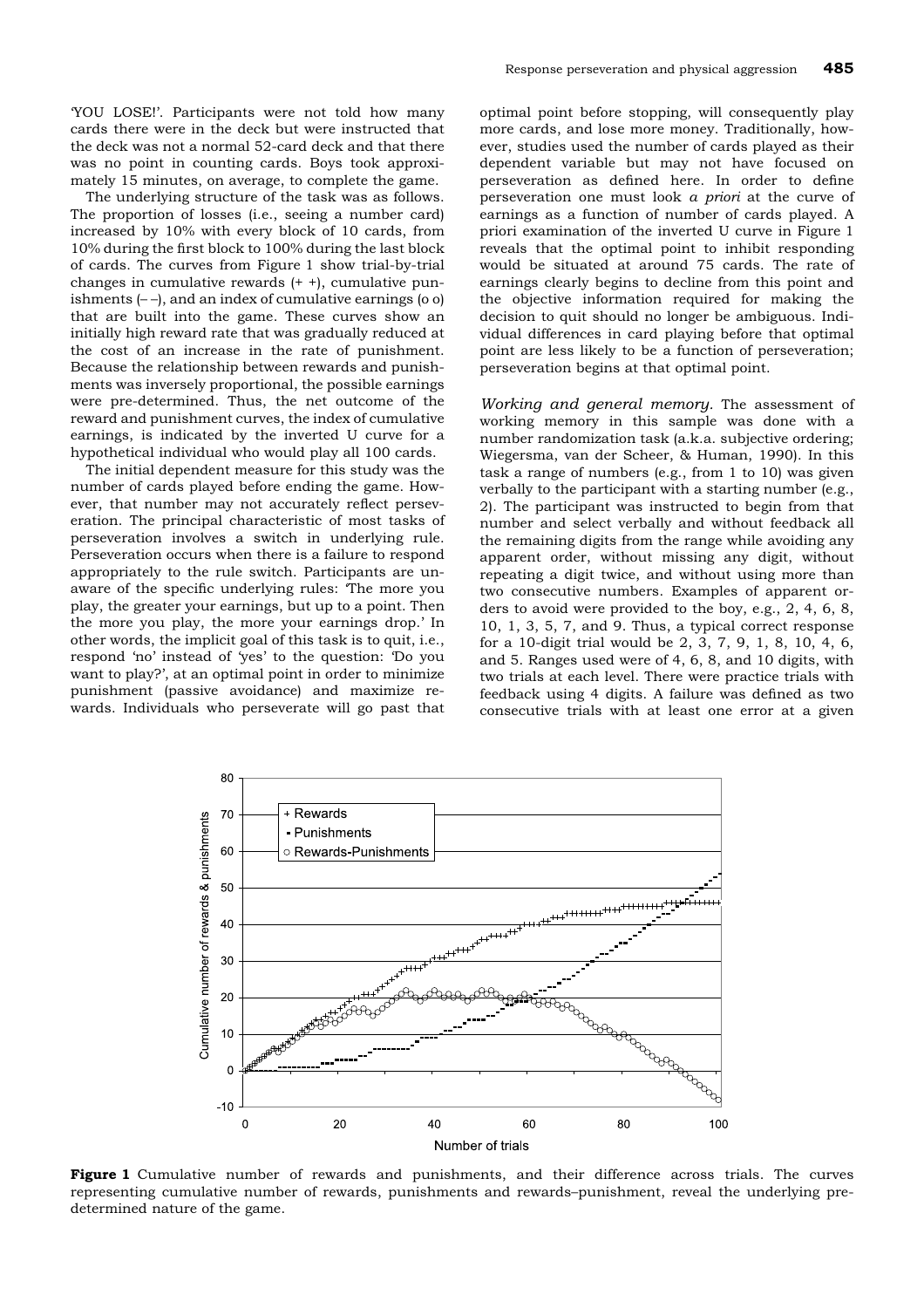'YOU LOSE!'. Participants were not told how many cards there were in the deck but were instructed that the deck was not a normal 52-card deck and that there was no point in counting cards. Boys took approximately 15 minutes, on average, to complete the game.

The underlying structure of the task was as follows. The proportion of losses (i.e., seeing a number card) increased by 10% with every block of 10 cards, from 10% during the first block to 100% during the last block of cards. The curves from Figure 1 show trial-by-trial changes in cumulative rewards (+ +), cumulative punishments (– –), and an index of cumulative earnings (o o) that are built into the game. These curves show an initially high reward rate that was gradually reduced at the cost of an increase in the rate of punishment. Because the relationship between rewards and punishments was inversely proportional, the possible earnings were pre-determined. Thus, the net outcome of the reward and punishment curves, the index of cumulative earnings, is indicated by the inverted U curve for a hypothetical individual who would play all 100 cards.

The initial dependent measure for this study was the number of cards played before ending the game. However, that number may not accurately reflect perseveration. The principal characteristic of most tasks of perseveration involves a switch in underlying rule. Perseveration occurs when there is a failure to respond appropriately to the rule switch. Participants are unaware of the specific underlying rules: 'The more you play, the greater your earnings, but up to a point. Then the more you play, the more your earnings drop.' In other words, the implicit goal of this task is to quit, i.e., respond 'no' instead of 'yes' to the question: 'Do you want to play?', at an optimal point in order to minimize punishment (passive avoidance) and maximize rewards. Individuals who perseverate will go past that optimal point before stopping, will consequently play more cards, and lose more money. Traditionally, however, studies used the number of cards played as their dependent variable but may not have focused on perseveration as defined here. In order to define perseveration one must look *a priori* at the curve of earnings as a function of number of cards played. A priori examination of the inverted U curve in Figure 1 reveals that the optimal point to inhibit responding would be situated at around 75 cards. The rate of earnings clearly begins to decline from this point and the objective information required for making the decision to quit should no longer be ambiguous. Individual differences in card playing before that optimal point are less likely to be a function of perseveration; perseveration begins at that optimal point.

*Working and general memory.* The assessment of working memory in this sample was done with a number randomization task (a.k.a. subjective ordering; Wiegersma, van der Scheer, & Human, 1990). In this task a range of numbers (e.g., from 1 to 10) was given verbally to the participant with a starting number (e.g., 2). The participant was instructed to begin from that number and select verbally and without feedback all the remaining digits from the range while avoiding any apparent order, without missing any digit, without repeating a digit twice, and without using more than two consecutive numbers. Examples of apparent orders to avoid were provided to the boy, e.g., 2, 4, 6, 8, 10, 1, 3, 5, 7, and 9. Thus, a typical correct response for a 10-digit trial would be 2, 3, 7, 9, 1, 8, 10, 4, 6, and 5. Ranges used were of 4, 6, 8, and 10 digits, with two trials at each level. There were practice trials with feedback using 4 digits. A failure was defined as two consecutive trials with at least one error at a given

Cumulative number of rewards & punishments
80
70
60
50
40
30
20
10
0
-10
0 20 40 60 80 100
Number of trials
+ Rewards
- Punishments
○ Rewards-Punishments

**Figure 1** Cumulative number of rewards and punishments, and their difference across trials. The curves representing cumulative number of rewards, punishments and rewards–punishment, reveal the underlying pre-determined nature of the game.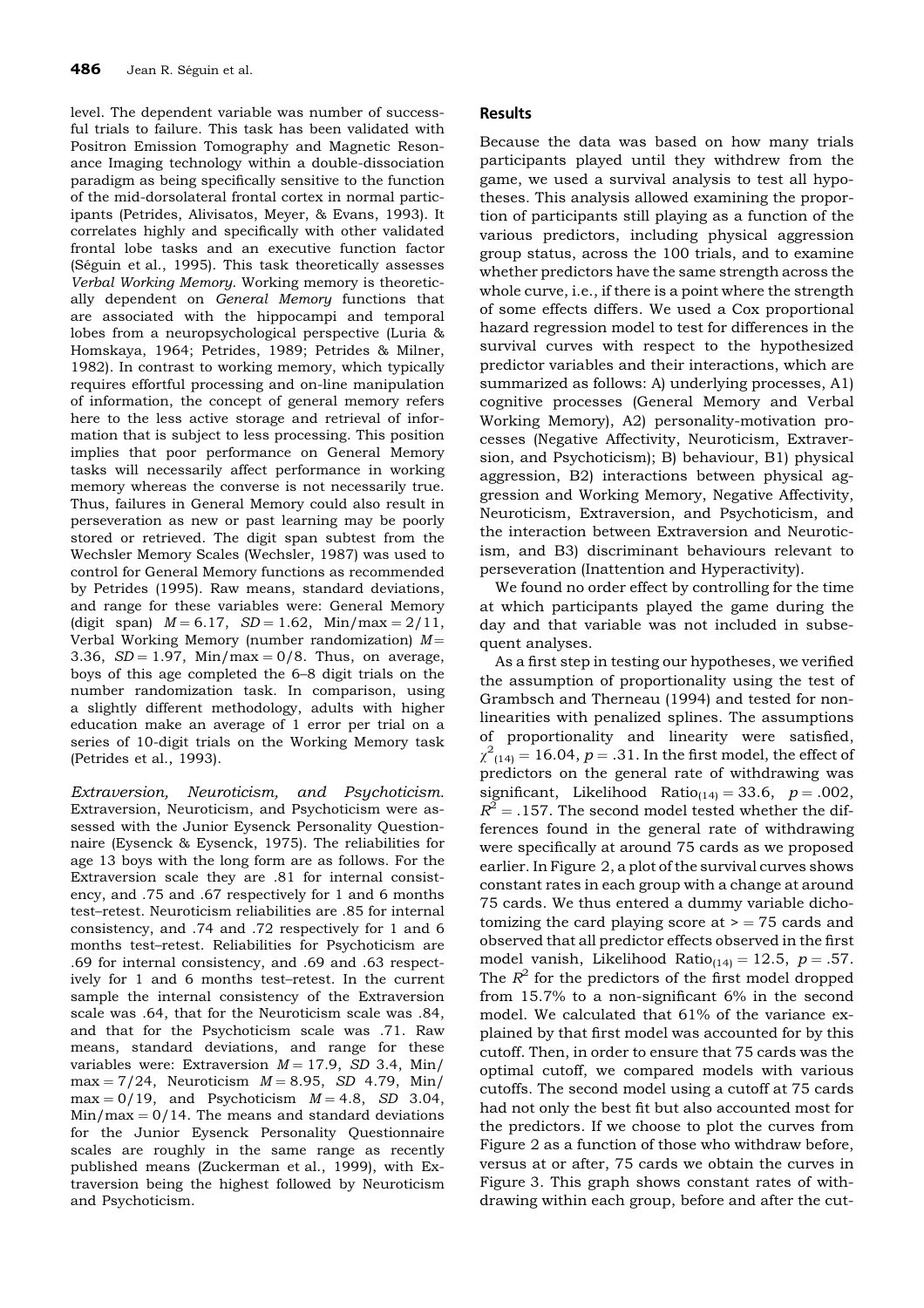level. The dependent variable was number of successful trials to failure. This task has been validated with Positron Emission Tomography and Magnetic Resonance Imaging technology within a double-dissociation paradigm as being specifically sensitive to the function of the mid-dorsolateral frontal cortex in normal participants (Petrides, Alivisatos, Meyer, & Evans, 1993). It correlates highly and specifically with other validated frontal lobe tasks and an executive function factor (Séguin et al., 1995). This task theoretically assesses *Verbal Working Memory*. Working memory is theoretically dependent on *General Memory* functions that are associated with the hippocampi and temporal lobes from a neuropsychological perspective (Luria & Homskaya, 1964; Petrides, 1989; Petrides & Milner, 1982). In contrast to working memory, which typically requires effortful processing and on-line manipulation of information, the concept of general memory refers here to the less active storage and retrieval of information that is subject to less processing. This position implies that poor performance on General Memory tasks will necessarily affect performance in working memory whereas the converse is not necessarily true. Thus, failures in General Memory could also result in perseveration as new or past learning may be poorly stored or retrieved. The digit span subtest from the Wechsler Memory Scales (Wechsler, 1987) was used to control for General Memory functions as recommended by Petrides (1995). Raw means, standard deviations, and range for these variables were: General Memory (digit span) $M = 6.17$, $SD = 1.62$, Min/max = 2/11, Verbal Working Memory (number randomization) $M = 3.36$, $SD = 1.97$, Min/max = 0/8. Thus, on average, boys of this age completed the 6–8 digit trials on the number randomization task. In comparison, using a slightly different methodology, adults with higher education make an average of 1 error per trial on a series of 10-digit trials on the Working Memory task (Petrides et al., 1993).

*Extraversion, Neuroticism, and Psychoticism.* Extraversion, Neuroticism, and Psychoticism were assessed with the Junior Eysenck Personality Questionnaire (Eysenck & Eysenck, 1975). The reliabilities for age 13 boys with the long form are as follows. For the Extraversion scale they are .81 for internal consistency, and .75 and .67 respectively for 1 and 6 months test–retest. Neuroticism reliabilities are .85 for internal consistency, and .74 and .72 respectively for 1 and 6 months test–retest. Reliabilities for Psychoticism are .69 for internal consistency, and .69 and .63 respectively for 1 and 6 months test–retest. In the current sample the internal consistency of the Extraversion scale was .64, that for the Neuroticism scale was .84, and that for the Psychoticism scale was .71. Raw means, standard deviations, and range for these variables were: Extraversion $M = 17.9$, $SD$ 3.4, Min/max = 7/24, Neuroticism $M = 8.95$, $SD$ 4.79, Min/max = 0/19, and Psychoticism $M = 4.8$, $SD$ 3.04, Min/max = 0/14. The means and standard deviations for the Junior Eysenck Personality Questionnaire scales are roughly in the same range as recently published means (Zuckerman et al., 1999), with Extraversion being the highest followed by Neuroticism and Psychoticism.

## Results

Because the data was based on how many trials participants played until they withdrew from the game, we used a survival analysis to test all hypotheses. This analysis allowed examining the proportion of participants still playing as a function of the various predictors, including physical aggression group status, across the 100 trials, and to examine whether predictors have the same strength across the whole curve, i.e., if there is a point where the strength of some effects differs. We used a Cox proportional hazard regression model to test for differences in the survival curves with respect to the hypothesized predictor variables and their interactions, which are summarized as follows: A) underlying processes, A1) cognitive processes (General Memory and Verbal Working Memory), A2) personality-motivation processes (Negative Affectivity, Neuroticism, Extraversion, and Psychoticism); B) behaviour, B1) physical aggression, B2) interactions between physical aggression and Working Memory, Negative Affectivity, Neuroticism, Extraversion, and Psychoticism, and the interaction between Extraversion and Neuroticism, and B3) discriminant behaviours relevant to perseveration (Inattention and Hyperactivity).

We found no order effect by controlling for the time at which participants played the game during the day and that variable was not included in subsequent analyses.

As a first step in testing our hypotheses, we verified the assumption of proportionality using the test of Grambsch and Therneau (1994) and tested for nonlinearities with penalized splines. The assumptions of proportionality and linearity were satisfied, $\chi^2_{(14)} = 16.04$, $p = .31$. In the first model, the effect of predictors on the general rate of withdrawing was significant, Likelihood Ratio$_{(14)} = 33.6$, $p = .002$, $R^2 = .157$. The second model tested whether the differences found in the general rate of withdrawing were specifically at around 75 cards as we proposed earlier. In Figure 2, a plot of the survival curves shows constant rates in each group with a change at around 75 cards. We thus entered a dummy variable dichotomizing the card playing score at > = 75 cards and observed that all predictor effects observed in the first model vanish, Likelihood Ratio$_{(14)} = 12.5$, $p = .57$. The $R^2$ for the predictors of the first model dropped from 15.7% to a non-significant 6% in the second model. We calculated that 61% of the variance explained by that first model was accounted for by this cutoff. Then, in order to ensure that 75 cards was the optimal cutoff, we compared models with various cutoffs. The second model using a cutoff at 75 cards had not only the best fit but also accounted most for the predictors. If we choose to plot the curves from Figure 2 as a function of those who withdraw before, versus at or after, 75 cards we obtain the curves in Figure 3. This graph shows constant rates of withdrawing within each group, before and after the cut-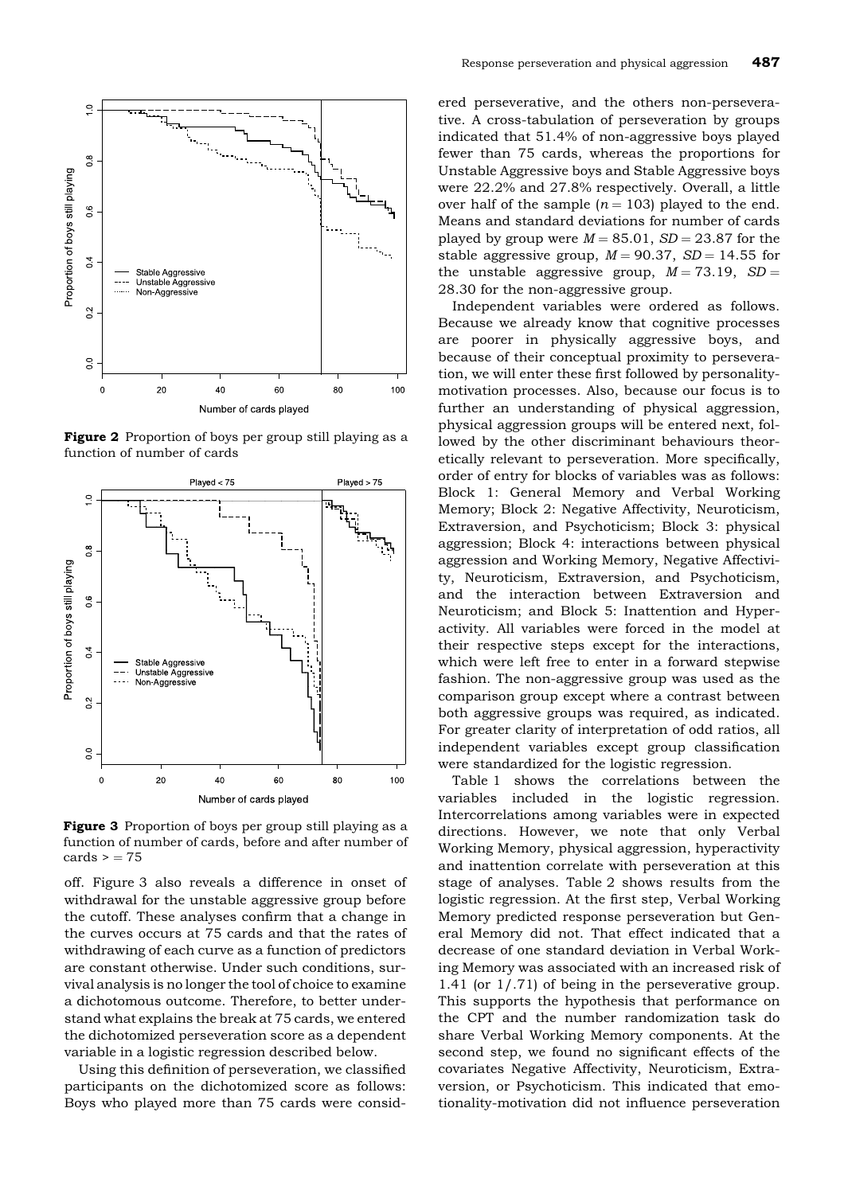Figure 2 Proportion of boys per group still playing as a function of number of cards

Figure 3 Proportion of boys per group still playing as a function of number of cards, before and after number of cards > = 75

off. Figure 3 also reveals a difference in onset of withdrawal for the unstable aggressive group before the cutoff. These analyses confirm that a change in the curves occurs at 75 cards and that the rates of withdrawing of each curve as a function of predictors are constant otherwise. Under such conditions, survival analysis is no longer the tool of choice to examine a dichotomous outcome. Therefore, to better understand what explains the break at 75 cards, we entered the dichotomized perseveration score as a dependent variable in a logistic regression described below.

Using this definition of perseveration, we classified participants on the dichotomized score as follows: Boys who played more than 75 cards were considered perseverative, and the others non-perseverative. A cross-tabulation of perseveration by groups indicated that 51.4% of non-aggressive boys played fewer than 75 cards, whereas the proportions for Unstable Aggressive boys and Stable Aggressive boys were 22.2% and 27.8% respectively. Overall, a little over half of the sample ($n = 103$) played to the end. Means and standard deviations for number of cards played by group were $M = 85.01$, $SD = 23.87$ for the stable aggressive group, $M = 90.37$, $SD = 14.55$ for the unstable aggressive group, $M = 73.19$, $SD = 28.30$ for the non-aggressive group.

Independent variables were ordered as follows. Because we already know that cognitive processes are poorer in physically aggressive boys, and because of their conceptual proximity to perseveration, we will enter these first followed by personality-motivation processes. Also, because our focus is to further an understanding of physical aggression, physical aggression groups will be entered next, followed by the other discriminant behaviours theoretically relevant to perseveration. More specifically, order of entry for blocks of variables was as follows: Block 1: General Memory and Verbal Working Memory; Block 2: Negative Affectivity, Neuroticism, Extraversion, and Psychoticism; Block 3: physical aggression; Block 4: interactions between physical aggression and Working Memory, Negative Affectivity, Neuroticism, Extraversion, and Psychoticism, and the interaction between Extraversion and Neuroticism; and Block 5: Inattention and Hyperactivity. All variables were forced in the model at their respective steps except for the interactions, which were left free to enter in a forward stepwise fashion. The non-aggressive group was used as the comparison group except where a contrast between both aggressive groups was required, as indicated. For greater clarity of interpretation of odd ratios, all independent variables except group classification were standardized for the logistic regression.

Table 1 shows the correlations between the variables included in the logistic regression. Intercorrelations among variables were in expected directions. However, we note that only Verbal Working Memory, physical aggression, hyperactivity and inattention correlate with perseveration at this stage of analyses. Table 2 shows results from the logistic regression. At the first step, Verbal Working Memory predicted response perseveration but General Memory did not. That effect indicated that a decrease of one standard deviation in Verbal Working Memory was associated with an increased risk of 1.41 (or 1/.71) of being in the perseverative group. This supports the hypothesis that performance on the CPT and the number randomization task do share Verbal Working Memory components. At the second step, we found no significant effects of the covariates Negative Affectivity, Neuroticism, Extraversion, or Psychoticism. This indicated that emotionality-motivation did not influence perseveration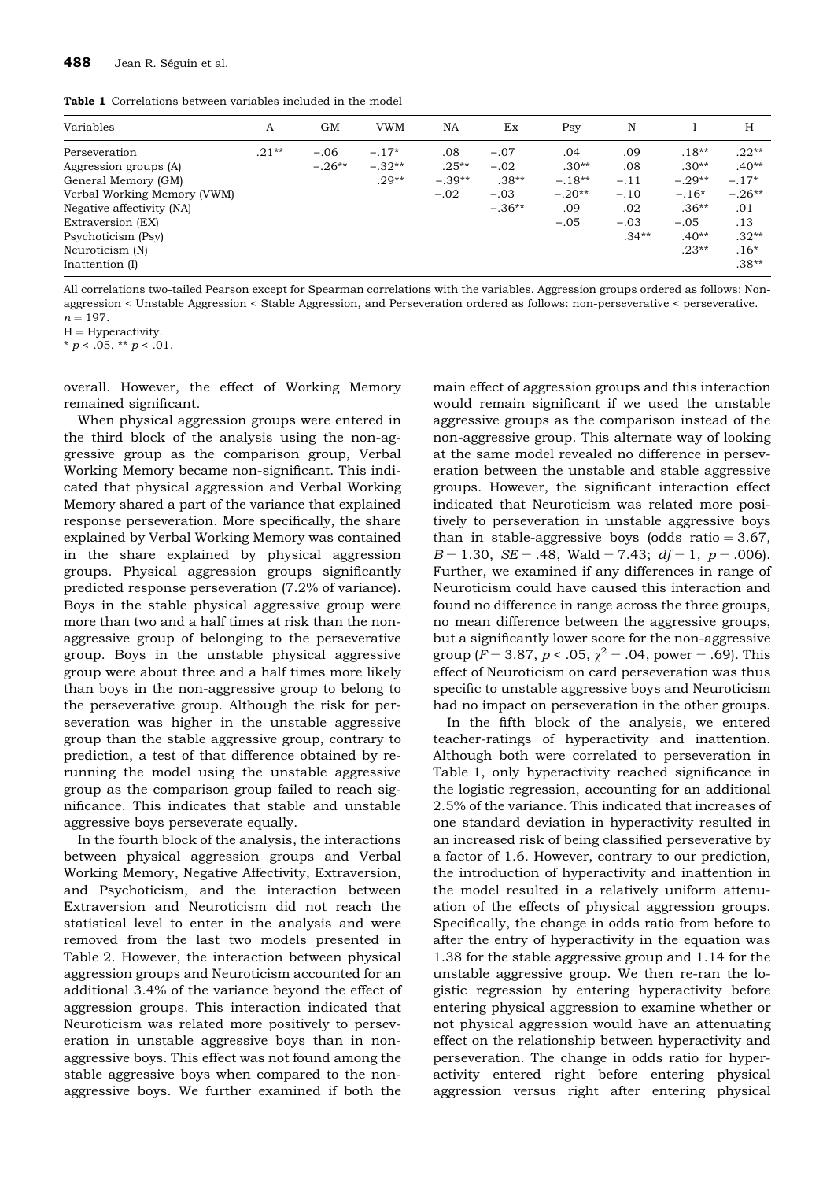**Table 1** Correlations between variables included in the model

| Variables | A | GM | VWM | NA | Ex | Psy | N | I | H |
|---|---|---|---|---|---|---|---|---|---|
| Perseveration | .21** | −.06 | −.17* | .08 | −.07 | .04 | .09 | .18** | .22** |
| Aggression groups (A) | | −.26** | −.32** | .25** | −.02 | .30** | .08 | .30** | .40** |
| General Memory (GM) | | | .29** | −.39** | .38** | −.18** | −.11 | −.29** | −.17* |
| Verbal Working Memory (VWM) | | | | −.02 | −.03 | −.20** | −.10 | −.16* | −.26** |
| Negative affectivity (NA) | | | | | −.36** | .09 | .02 | .36** | .01 |
| Extraversion (EX) | | | | | | −.05 | −.03 | −.05 | .13 |
| Psychoticism (Psy) | | | | | | | .34** | .40** | .32** |
| Neuroticism (N) | | | | | | | | .23** | .16* |
| Inattention (I) | | | | | | | | | .38** |

All correlations two-tailed Pearson except for Spearman correlations with the variables. Aggression groups ordered as follows: Non-aggression < Unstable Aggression < Stable Aggression, and Perseveration ordered as follows: non-perseverative < perseverative. $n = 197$.

H = Hyperactivity.

* $p < .05$. ** $p < .01$.

overall. However, the effect of Working Memory remained significant.

When physical aggression groups were entered in the third block of the analysis using the non-aggressive group as the comparison group, Verbal Working Memory became non-significant. This indicated that physical aggression and Verbal Working Memory shared a part of the variance that explained response perseveration. More specifically, the share explained by Verbal Working Memory was contained in the share explained by physical aggression groups. Physical aggression groups significantly predicted response perseveration (7.2% of variance). Boys in the stable physical aggressive group were more than two and a half times at risk than the non-aggressive group of belonging to the perseverative group. Boys in the unstable physical aggressive group were about three and a half times more likely than boys in the non-aggressive group to belong to the perseverative group. Although the risk for perseveration was higher in the unstable aggressive group than the stable aggressive group, contrary to prediction, a test of that difference obtained by re-running the model using the unstable aggressive group as the comparison group failed to reach significance. This indicates that stable and unstable aggressive boys perseverate equally.

In the fourth block of the analysis, the interactions between physical aggression groups and Verbal Working Memory, Negative Affectivity, Extraversion, and Psychoticism, and the interaction between Extraversion and Neuroticism did not reach the statistical level to enter in the analysis and were removed from the last two models presented in Table 2. However, the interaction between physical aggression groups and Neuroticism accounted for an additional 3.4% of the variance beyond the effect of aggression groups. This interaction indicated that Neuroticism was related more positively to perseveration in unstable aggressive boys than in non-aggressive boys. This effect was not found among the stable aggressive boys when compared to the non-aggressive boys. We further examined if both the main effect of aggression groups and this interaction would remain significant if we used the unstable aggressive groups as the comparison instead of the non-aggressive group. This alternate way of looking at the same model revealed no difference in perseveration between the unstable and stable aggressive groups. However, the significant interaction effect indicated that Neuroticism was related more positively to perseveration in unstable aggressive boys than in stable-aggressive boys (odds ratio $= 3.67$, $B = 1.30$, $SE = .48$, Wald $= 7.43$; $df = 1$, $p = .006$). Further, we examined if any differences in range of Neuroticism could have caused this interaction and found no difference in range across the three groups, no mean difference between the aggressive groups, but a significantly lower score for the non-aggressive group ($F = 3.87$, $p < .05$, $\chi^2 = .04$, power $= .69$). This effect of Neuroticism on card perseveration was thus specific to unstable aggressive boys and Neuroticism had no impact on perseveration in the other groups.

In the fifth block of the analysis, we entered teacher-ratings of hyperactivity and inattention. Although both were correlated to perseveration in Table 1, only hyperactivity reached significance in the logistic regression, accounting for an additional 2.5% of the variance. This indicated that increases of one standard deviation in hyperactivity resulted in an increased risk of being classified perseverative by a factor of 1.6. However, contrary to our prediction, the introduction of hyperactivity and inattention in the model resulted in a relatively uniform attenuation of the effects of physical aggression groups. Specifically, the change in odds ratio from before to after the entry of hyperactivity in the equation was 1.38 for the stable aggressive group and 1.14 for the unstable aggressive group. We then re-ran the logistic regression by entering hyperactivity before entering physical aggression to examine whether or not physical aggression would have an attenuating effect on the relationship between hyperactivity and perseveration. The change in odds ratio for hyperactivity entered right before entering physical aggression versus right after entering physical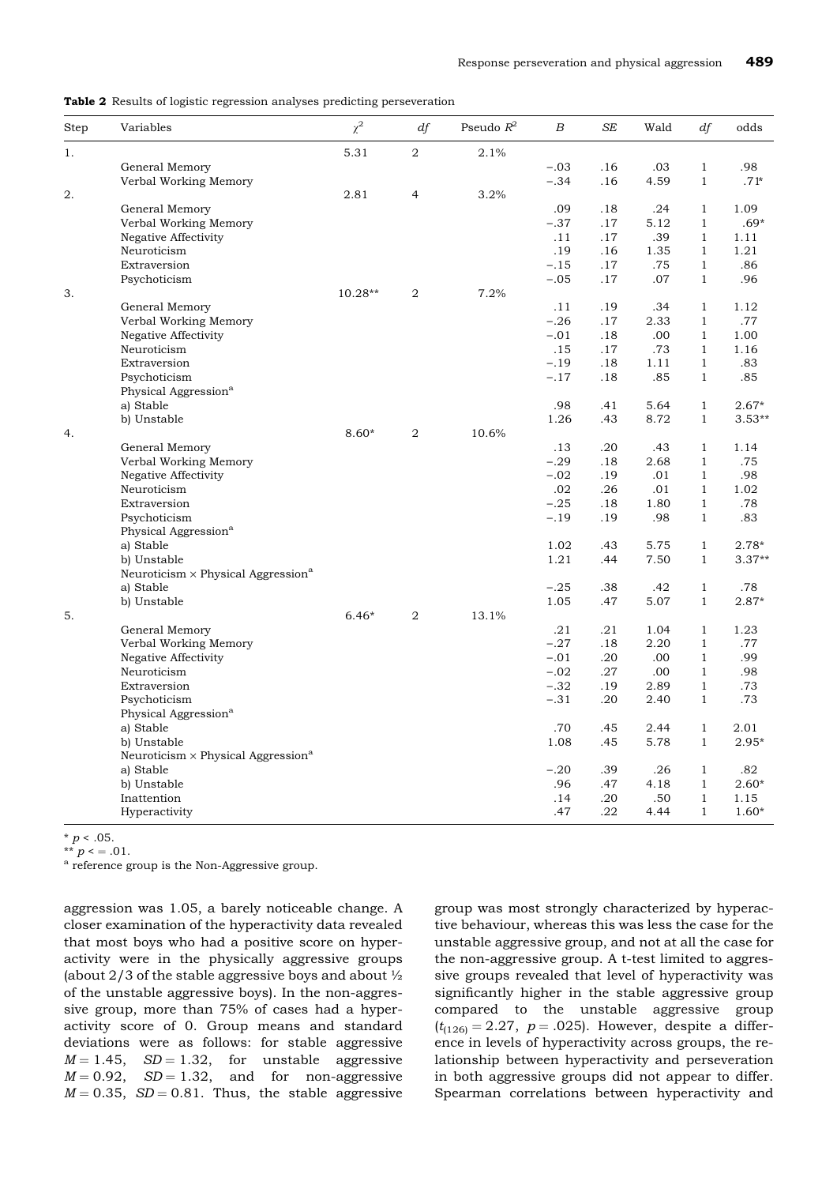**Table 2** Results of logistic regression analyses predicting perseveration

| Step | Variables | $\chi^2$ | *df* | Pseudo $R^2$ | *B* | *SE* | Wald | *df* | odds |
|---|---|---|---|---|---|---|---|---|---|
| 1. | | 5.31 | 2 | 2.1% | | | | | |
| | General Memory | | | | −.03 | .16 | .03 | 1 | .98 |
| | Verbal Working Memory | | | | −.34 | .16 | 4.59 | 1 | .71* |
| 2. | | 2.81 | 4 | 3.2% | | | | | |
| | General Memory | | | | .09 | .18 | .24 | 1 | 1.09 |
| | Verbal Working Memory | | | | −.37 | .17 | 5.12 | 1 | .69* |
| | Negative Affectivity | | | | .11 | .17 | .39 | 1 | 1.11 |
| | Neuroticism | | | | .19 | .16 | 1.35 | 1 | 1.21 |
| | Extraversion | | | | −.15 | .17 | .75 | 1 | .86 |
| | Psychoticism | | | | −.05 | .17 | .07 | 1 | .96 |
| 3. | | 10.28** | 2 | 7.2% | | | | | |
| | General Memory | | | | .11 | .19 | .34 | 1 | 1.12 |
| | Verbal Working Memory | | | | −.26 | .17 | 2.33 | 1 | .77 |
| | Negative Affectivity | | | | −.01 | .18 | .00 | 1 | 1.00 |
| | Neuroticism | | | | .15 | .17 | .73 | 1 | 1.16 |
| | Extraversion | | | | −.19 | .18 | 1.11 | 1 | .83 |
| | Psychoticism | | | | −.17 | .18 | .85 | 1 | .85 |
| | Physical Aggression[a] | | | | | | | | |
| | a) Stable | | | | .98 | .41 | 5.64 | 1 | 2.67* |
| | b) Unstable | | | | 1.26 | .43 | 8.72 | 1 | 3.53** |
| 4. | | 8.60* | 2 | 10.6% | | | | | |
| | General Memory | | | | .13 | .20 | .43 | 1 | 1.14 |
| | Verbal Working Memory | | | | −.29 | .18 | 2.68 | 1 | .75 |
| | Negative Affectivity | | | | −.02 | .19 | .01 | 1 | .98 |
| | Neuroticism | | | | .02 | .26 | .01 | 1 | 1.02 |
| | Extraversion | | | | −.25 | .18 | 1.80 | 1 | .78 |
| | Psychoticism | | | | −.19 | .19 | .98 | 1 | .83 |
| | Physical Aggression[a] | | | | | | | | |
| | a) Stable | | | | 1.02 | .43 | 5.75 | 1 | 2.78* |
| | b) Unstable | | | | 1.21 | .44 | 7.50 | 1 | 3.37** |
| | Neuroticism × Physical Aggression[a] | | | | | | | | |
| | a) Stable | | | | −.25 | .38 | .42 | 1 | .78 |
| | b) Unstable | | | | 1.05 | .47 | 5.07 | 1 | 2.87* |
| 5. | | 6.46* | 2 | 13.1% | | | | | |
| | General Memory | | | | .21 | .21 | 1.04 | 1 | 1.23 |
| | Verbal Working Memory | | | | −.27 | .18 | 2.20 | 1 | .77 |
| | Negative Affectivity | | | | −.01 | .20 | .00 | 1 | .99 |
| | Neuroticism | | | | −.02 | .27 | .00 | 1 | .98 |
| | Extraversion | | | | −.32 | .19 | 2.89 | 1 | .73 |
| | Psychoticism | | | | −.31 | .20 | 2.40 | 1 | .73 |
| | Physical Aggression[a] | | | | | | | | |
| | a) Stable | | | | .70 | .45 | 2.44 | 1 | 2.01 |
| | b) Unstable | | | | 1.08 | .45 | 5.78 | 1 | 2.95* |
| | Neuroticism × Physical Aggression[a] | | | | | | | | |
| | a) Stable | | | | −.20 | .39 | .26 | 1 | .82 |
| | b) Unstable | | | | .96 | .47 | 4.18 | 1 | 2.60* |
| | Inattention | | | | .14 | .20 | .50 | 1 | 1.15 |
| | Hyperactivity | | | | .47 | .22 | 4.44 | 1 | 1.60* |

\* $p < .05$.
\*\* $p <= .01$.
[a] reference group is the Non-Aggressive group.

aggression was 1.05, a barely noticeable change. A closer examination of the hyperactivity data revealed that most boys who had a positive score on hyperactivity were in the physically aggressive groups (about 2/3 of the stable aggressive boys and about ½ of the unstable aggressive boys). In the non-aggressive group, more than 75% of cases had a hyperactivity score of 0. Group means and standard deviations were as follows: for stable aggressive $M = 1.45$, $SD = 1.32$, for unstable aggressive $M = 0.92$, $SD = 1.32$, and for non-aggressive $M = 0.35$, $SD = 0.81$. Thus, the stable aggressive group was most strongly characterized by hyperactive behaviour, whereas this was less the case for the unstable aggressive group, and not at all the case for the non-aggressive group. A t-test limited to aggressive groups revealed that level of hyperactivity was significantly higher in the stable aggressive group compared to the unstable aggressive group ($t_{(126)} = 2.27$, $p = .025$). However, despite a difference in levels of hyperactivity across groups, the relationship between hyperactivity and perseveration in both aggressive groups did not appear to differ. Spearman correlations between hyperactivity and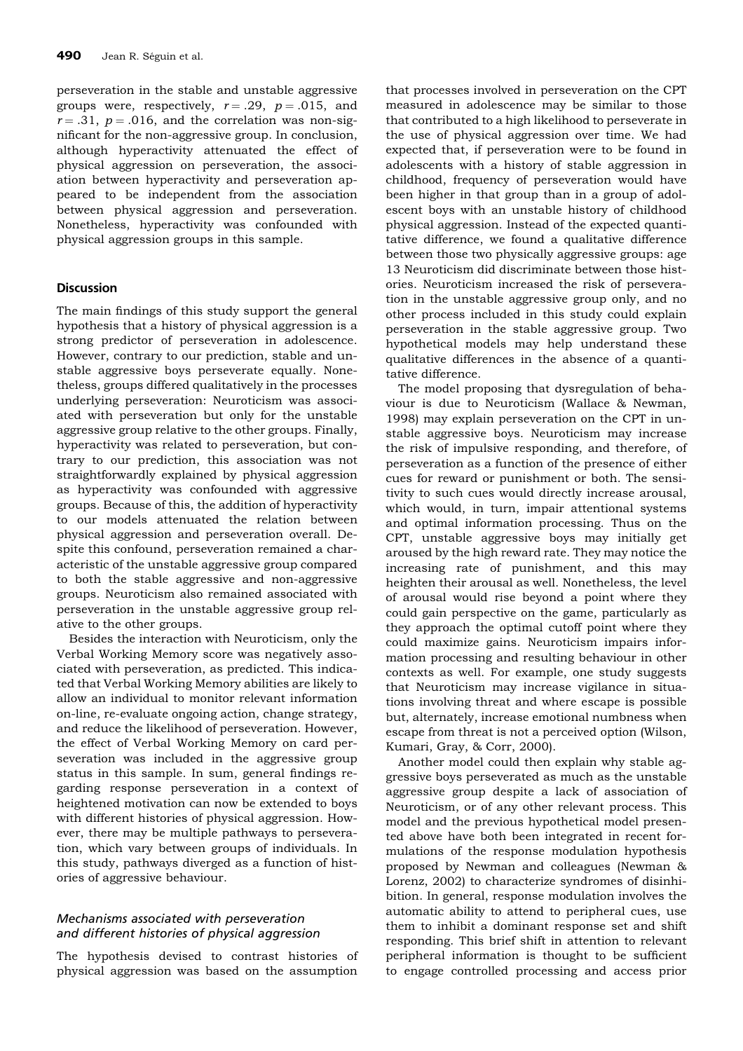perseveration in the stable and unstable aggressive groups were, respectively, $r = .29$, $p = .015$, and $r = .31$, $p = .016$, and the correlation was non-significant for the non-aggressive group. In conclusion, although hyperactivity attenuated the effect of physical aggression on perseveration, the association between hyperactivity and perseveration appeared to be independent from the association between physical aggression and perseveration. Nonetheless, hyperactivity was confounded with physical aggression groups in this sample.

## Discussion

The main findings of this study support the general hypothesis that a history of physical aggression is a strong predictor of perseveration in adolescence. However, contrary to our prediction, stable and unstable aggressive boys perseverate equally. Nonetheless, groups differed qualitatively in the processes underlying perseveration: Neuroticism was associated with perseveration but only for the unstable aggressive group relative to the other groups. Finally, hyperactivity was related to perseveration, but contrary to our prediction, this association was not straightforwardly explained by physical aggression as hyperactivity was confounded with aggressive groups. Because of this, the addition of hyperactivity to our models attenuated the relation between physical aggression and perseveration overall. Despite this confound, perseveration remained a characteristic of the unstable aggressive group compared to both the stable aggressive and non-aggressive groups. Neuroticism also remained associated with perseveration in the unstable aggressive group relative to the other groups.

Besides the interaction with Neuroticism, only the Verbal Working Memory score was negatively associated with perseveration, as predicted. This indicated that Verbal Working Memory abilities are likely to allow an individual to monitor relevant information on-line, re-evaluate ongoing action, change strategy, and reduce the likelihood of perseveration. However, the effect of Verbal Working Memory on card perseveration was included in the aggressive group status in this sample. In sum, general findings regarding response perseveration in a context of heightened motivation can now be extended to boys with different histories of physical aggression. However, there may be multiple pathways to perseveration, which vary between groups of individuals. In this study, pathways diverged as a function of histories of aggressive behaviour.

### *Mechanisms associated with perseveration and different histories of physical aggression*

The hypothesis devised to contrast histories of physical aggression was based on the assumption that processes involved in perseveration on the CPT measured in adolescence may be similar to those that contributed to a high likelihood to perseverate in the use of physical aggression over time. We had expected that, if perseveration were to be found in adolescents with a history of stable aggression in childhood, frequency of perseveration would have been higher in that group than in a group of adolescent boys with an unstable history of childhood physical aggression. Instead of the expected quantitative difference, we found a qualitative difference between those two physically aggressive groups: age 13 Neuroticism did discriminate between those histories. Neuroticism increased the risk of perseveration in the unstable aggressive group only, and no other process included in this study could explain perseveration in the stable aggressive group. Two hypothetical models may help understand these qualitative differences in the absence of a quantitative difference.

The model proposing that dysregulation of behaviour is due to Neuroticism (Wallace & Newman, 1998) may explain perseveration on the CPT in unstable aggressive boys. Neuroticism may increase the risk of impulsive responding, and therefore, of perseveration as a function of the presence of either cues for reward or punishment or both. The sensitivity to such cues would directly increase arousal, which would, in turn, impair attentional systems and optimal information processing. Thus on the CPT, unstable aggressive boys may initially get aroused by the high reward rate. They may notice the increasing rate of punishment, and this may heighten their arousal as well. Nonetheless, the level of arousal would rise beyond a point where they could gain perspective on the game, particularly as they approach the optimal cutoff point where they could maximize gains. Neuroticism impairs information processing and resulting behaviour in other contexts as well. For example, one study suggests that Neuroticism may increase vigilance in situations involving threat and where escape is possible but, alternately, increase emotional numbness when escape from threat is not a perceived option (Wilson, Kumari, Gray, & Corr, 2000).

Another model could then explain why stable aggressive boys perseverated as much as the unstable aggressive group despite a lack of association of Neuroticism, or of any other relevant process. This model and the previous hypothetical model presented above have both been integrated in recent formulations of the response modulation hypothesis proposed by Newman and colleagues (Newman & Lorenz, 2002) to characterize syndromes of disinhibition. In general, response modulation involves the automatic ability to attend to peripheral cues, use them to inhibit a dominant response set and shift responding. This brief shift in attention to relevant peripheral information is thought to be sufficient to engage controlled processing and access prior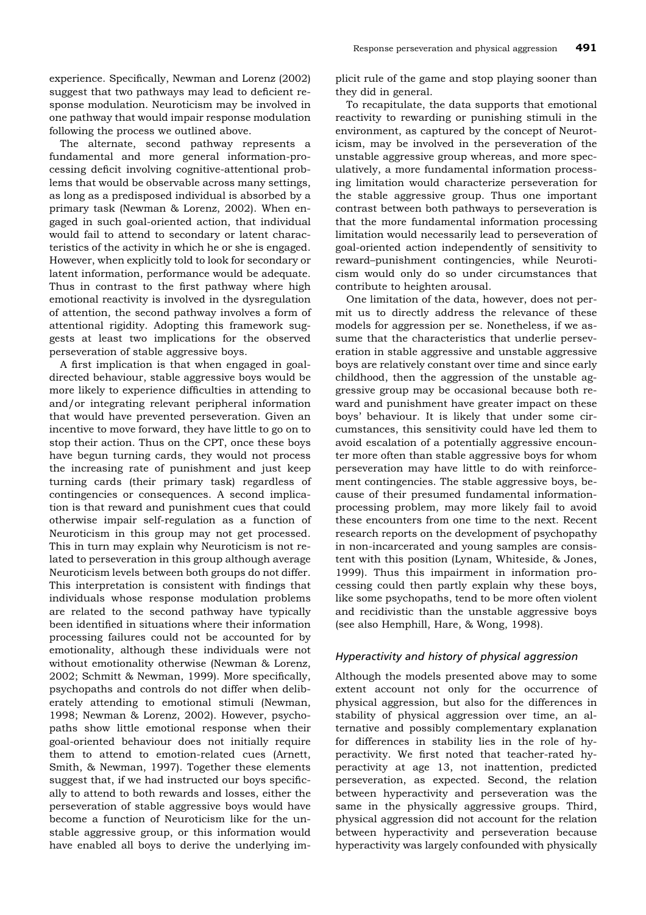experience. Specifically, Newman and Lorenz (2002) suggest that two pathways may lead to deficient response modulation. Neuroticism may be involved in one pathway that would impair response modulation following the process we outlined above.

The alternate, second pathway represents a fundamental and more general information-processing deficit involving cognitive-attentional problems that would be observable across many settings, as long as a predisposed individual is absorbed by a primary task (Newman & Lorenz, 2002). When engaged in such goal-oriented action, that individual would fail to attend to secondary or latent characteristics of the activity in which he or she is engaged. However, when explicitly told to look for secondary or latent information, performance would be adequate. Thus in contrast to the first pathway where high emotional reactivity is involved in the dysregulation of attention, the second pathway involves a form of attentional rigidity. Adopting this framework suggests at least two implications for the observed perseveration of stable aggressive boys.

A first implication is that when engaged in goal-directed behaviour, stable aggressive boys would be more likely to experience difficulties in attending to and/or integrating relevant peripheral information that would have prevented perseveration. Given an incentive to move forward, they have little to go on to stop their action. Thus on the CPT, once these boys have begun turning cards, they would not process the increasing rate of punishment and just keep turning cards (their primary task) regardless of contingencies or consequences. A second implication is that reward and punishment cues that could otherwise impair self-regulation as a function of Neuroticism in this group may not get processed. This in turn may explain why Neuroticism is not related to perseveration in this group although average Neuroticism levels between both groups do not differ. This interpretation is consistent with findings that individuals whose response modulation problems are related to the second pathway have typically been identified in situations where their information processing failures could not be accounted for by emotionality, although these individuals were not without emotionality otherwise (Newman & Lorenz, 2002; Schmitt & Newman, 1999). More specifically, psychopaths and controls do not differ when deliberately attending to emotional stimuli (Newman, 1998; Newman & Lorenz, 2002). However, psychopaths show little emotional response when their goal-oriented behaviour does not initially require them to attend to emotion-related cues (Arnett, Smith, & Newman, 1997). Together these elements suggest that, if we had instructed our boys specifically to attend to both rewards and losses, either the perseveration of stable aggressive boys would have become a function of Neuroticism like for the unstable aggressive group, or this information would have enabled all boys to derive the underlying implicit rule of the game and stop playing sooner than they did in general.

To recapitulate, the data supports that emotional reactivity to rewarding or punishing stimuli in the environment, as captured by the concept of Neuroticism, may be involved in the perseveration of the unstable aggressive group whereas, and more speculatively, a more fundamental information processing limitation would characterize perseveration for the stable aggressive group. Thus one important contrast between both pathways to perseveration is that the more fundamental information processing limitation would necessarily lead to perseveration of goal-oriented action independently of sensitivity to reward–punishment contingencies, while Neuroticism would only do so under circumstances that contribute to heighten arousal.

One limitation of the data, however, does not permit us to directly address the relevance of these models for aggression per se. Nonetheless, if we assume that the characteristics that underlie perseveration in stable aggressive and unstable aggressive boys are relatively constant over time and since early childhood, then the aggression of the unstable aggressive group may be occasional because both reward and punishment have greater impact on these boys' behaviour. It is likely that under some circumstances, this sensitivity could have led them to avoid escalation of a potentially aggressive encounter more often than stable aggressive boys for whom perseveration may have little to do with reinforcement contingencies. The stable aggressive boys, because of their presumed fundamental information-processing problem, may more likely fail to avoid these encounters from one time to the next. Recent research reports on the development of psychopathy in non-incarcerated and young samples are consistent with this position (Lynam, Whiteside, & Jones, 1999). Thus this impairment in information processing could then partly explain why these boys, like some psychopaths, tend to be more often violent and recidivistic than the unstable aggressive boys (see also Hemphill, Hare, & Wong, 1998).

### *Hyperactivity and history of physical aggression*

Although the models presented above may to some extent account not only for the occurrence of physical aggression, but also for the differences in stability of physical aggression over time, an alternative and possibly complementary explanation for differences in stability lies in the role of hyperactivity. We first noted that teacher-rated hyperactivity at age 13, not inattention, predicted perseveration, as expected. Second, the relation between hyperactivity and perseveration was the same in the physically aggressive groups. Third, physical aggression did not account for the relation between hyperactivity and perseveration because hyperactivity was largely confounded with physically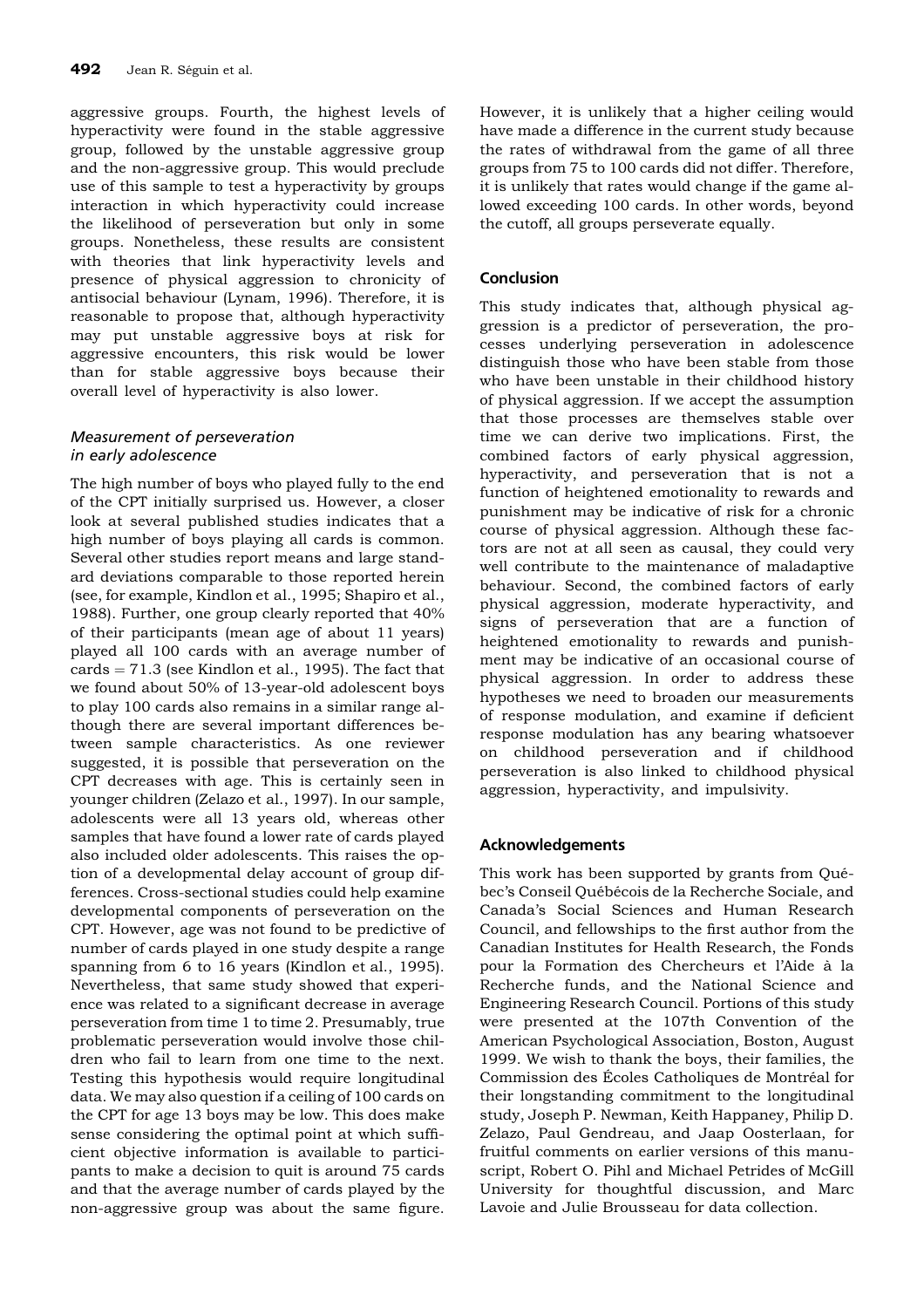aggressive groups. Fourth, the highest levels of hyperactivity were found in the stable aggressive group, followed by the unstable aggressive group and the non-aggressive group. This would preclude use of this sample to test a hyperactivity by groups interaction in which hyperactivity could increase the likelihood of perseveration but only in some groups. Nonetheless, these results are consistent with theories that link hyperactivity levels and presence of physical aggression to chronicity of antisocial behaviour (Lynam, 1996). Therefore, it is reasonable to propose that, although hyperactivity may put unstable aggressive boys at risk for aggressive encounters, this risk would be lower than for stable aggressive boys because their overall level of hyperactivity is also lower.

### *Measurement of perseveration in early adolescence*

The high number of boys who played fully to the end of the CPT initially surprised us. However, a closer look at several published studies indicates that a high number of boys playing all cards is common. Several other studies report means and large standard deviations comparable to those reported herein (see, for example, Kindlon et al., 1995; Shapiro et al., 1988). Further, one group clearly reported that 40% of their participants (mean age of about 11 years) played all 100 cards with an average number of cards = 71.3 (see Kindlon et al., 1995). The fact that we found about 50% of 13-year-old adolescent boys to play 100 cards also remains in a similar range although there are several important differences between sample characteristics. As one reviewer suggested, it is possible that perseveration on the CPT decreases with age. This is certainly seen in younger children (Zelazo et al., 1997). In our sample, adolescents were all 13 years old, whereas other samples that have found a lower rate of cards played also included older adolescents. This raises the option of a developmental delay account of group differences. Cross-sectional studies could help examine developmental components of perseveration on the CPT. However, age was not found to be predictive of number of cards played in one study despite a range spanning from 6 to 16 years (Kindlon et al., 1995). Nevertheless, that same study showed that experience was related to a significant decrease in average perseveration from time 1 to time 2. Presumably, true problematic perseveration would involve those children who fail to learn from one time to the next. Testing this hypothesis would require longitudinal data. We may also question if a ceiling of 100 cards on the CPT for age 13 boys may be low. This does make sense considering the optimal point at which sufficient objective information is available to participants to make a decision to quit is around 75 cards and that the average number of cards played by the non-aggressive group was about the same figure. However, it is unlikely that a higher ceiling would have made a difference in the current study because the rates of withdrawal from the game of all three groups from 75 to 100 cards did not differ. Therefore, it is unlikely that rates would change if the game allowed exceeding 100 cards. In other words, beyond the cutoff, all groups perseverate equally.

## Conclusion

This study indicates that, although physical aggression is a predictor of perseveration, the processes underlying perseveration in adolescence distinguish those who have been stable from those who have been unstable in their childhood history of physical aggression. If we accept the assumption that those processes are themselves stable over time we can derive two implications. First, the combined factors of early physical aggression, hyperactivity, and perseveration that is not a function of heightened emotionality to rewards and punishment may be indicative of risk for a chronic course of physical aggression. Although these factors are not at all seen as causal, they could very well contribute to the maintenance of maladaptive behaviour. Second, the combined factors of early physical aggression, moderate hyperactivity, and signs of perseveration that are a function of heightened emotionality to rewards and punishment may be indicative of an occasional course of physical aggression. In order to address these hypotheses we need to broaden our measurements of response modulation, and examine if deficient response modulation has any bearing whatsoever on childhood perseveration and if childhood perseveration is also linked to childhood physical aggression, hyperactivity, and impulsivity.

## Acknowledgements

This work has been supported by grants from Québec's Conseil Québécois de la Recherche Sociale, and Canada's Social Sciences and Human Research Council, and fellowships to the first author from the Canadian Institutes for Health Research, the Fonds pour la Formation des Chercheurs et l'Aide à la Recherche funds, and the National Science and Engineering Research Council. Portions of this study were presented at the 107th Convention of the American Psychological Association, Boston, August 1999. We wish to thank the boys, their families, the Commission des Écoles Catholiques de Montréal for their longstanding commitment to the longitudinal study, Joseph P. Newman, Keith Happaney, Philip D. Zelazo, Paul Gendreau, and Jaap Oosterlaan, for fruitful comments on earlier versions of this manuscript, Robert O. Pihl and Michael Petrides of McGill University for thoughtful discussion, and Marc Lavoie and Julie Brousseau for data collection.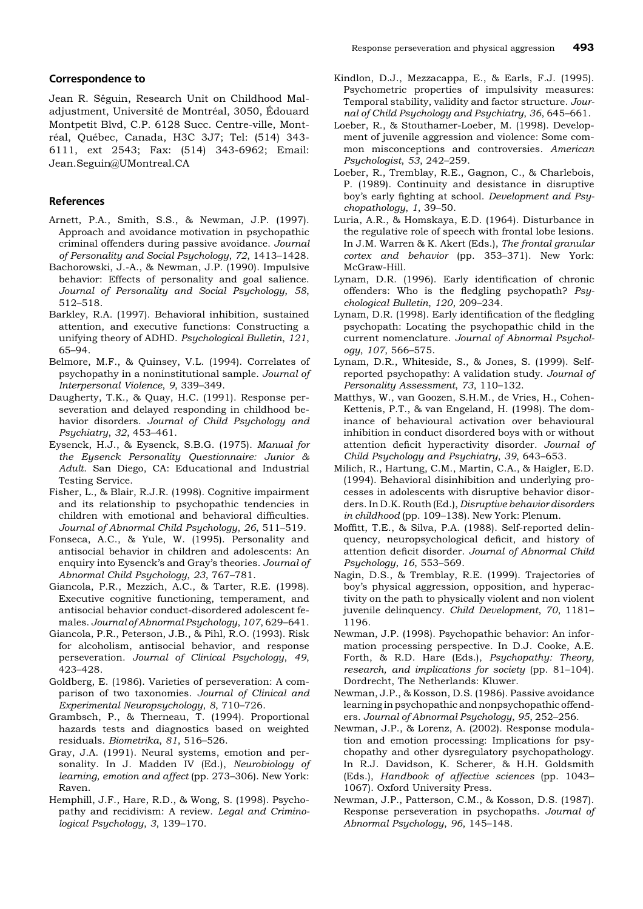### Correspondence to

Jean R. Séguin, Research Unit on Childhood Maladjustment, Université de Montréal, 3050, Édouard Montpetit Blvd, C.P. 6128 Succ. Centre-ville, Montréal, Québec, Canada, H3C 3J7; Tel: (514) 343-6111, ext 2543; Fax: (514) 343-6962; Email: Jean.Seguin@UMontreal.CA

### References

Arnett, P.A., Smith, S.S., & Newman, J.P. (1997). Approach and avoidance motivation in psychopathic criminal offenders during passive avoidance. *Journal of Personality and Social Psychology*, *72*, 1413–1428.

Bachorowski, J.-A., & Newman, J.P. (1990). Impulsive behavior: Effects of personality and goal salience. *Journal of Personality and Social Psychology*, *58*, 512–518.

Barkley, R.A. (1997). Behavioral inhibition, sustained attention, and executive functions: Constructing a unifying theory of ADHD. *Psychological Bulletin*, *121*, 65–94.

Belmore, M.F., & Quinsey, V.L. (1994). Correlates of psychopathy in a noninstitutional sample. *Journal of Interpersonal Violence*, *9*, 339–349.

Daugherty, T.K., & Quay, H.C. (1991). Response perseveration and delayed responding in childhood behavior disorders. *Journal of Child Psychology and Psychiatry*, *32*, 453–461.

Eysenck, H.J., & Eysenck, S.B.G. (1975). *Manual for the Eysenck Personality Questionnaire: Junior & Adult*. San Diego, CA: Educational and Industrial Testing Service.

Fisher, L., & Blair, R.J.R. (1998). Cognitive impairment and its relationship to psychopathic tendencies in children with emotional and behavioral difficulties. *Journal of Abnormal Child Psychology*, *26*, 511–519.

Fonseca, A.C., & Yule, W. (1995). Personality and antisocial behavior in children and adolescents: An enquiry into Eysenck's and Gray's theories. *Journal of Abnormal Child Psychology*, *23*, 767–781.

Giancola, P.R., Mezzich, A.C., & Tarter, R.E. (1998). Executive cognitive functioning, temperament, and antisocial behavior conduct-disordered adolescent females. *Journal of Abnormal Psychology*, *107*, 629–641.

Giancola, P.R., Peterson, J.B., & Pihl, R.O. (1993). Risk for alcoholism, antisocial behavior, and response perseveration. *Journal of Clinical Psychology*, *49*, 423–428.

Goldberg, E. (1986). Varieties of perseveration: A comparison of two taxonomies. *Journal of Clinical and Experimental Neuropsychology*, *8*, 710–726.

Grambsch, P., & Therneau, T. (1994). Proportional hazards tests and diagnostics based on weighted residuals. *Biometrika*, *81*, 516–526.

Gray, J.A. (1991). Neural systems, emotion and personality. In J. Madden IV (Ed.), *Neurobiology of learning, emotion and affect* (pp. 273–306). New York: Raven.

Hemphill, J.F., Hare, R.D., & Wong, S. (1998). Psychopathy and recidivism: A review. *Legal and Criminological Psychology*, *3*, 139–170.

Kindlon, D.J., Mezzacappa, E., & Earls, F.J. (1995). Psychometric properties of impulsivity measures: Temporal stability, validity and factor structure. *Journal of Child Psychology and Psychiatry*, *36*, 645–661.

Loeber, R., & Stouthamer-Loeber, M. (1998). Development of juvenile aggression and violence: Some common misconceptions and controversies. *American Psychologist*, *53*, 242–259.

Loeber, R., Tremblay, R.E., Gagnon, C., & Charlebois, P. (1989). Continuity and desistance in disruptive boy's early fighting at school. *Development and Psychopathology*, *1*, 39–50.

Luria, A.R., & Homskaya, E.D. (1964). Disturbance in the regulative role of speech with frontal lobe lesions. In J.M. Warren & K. Akert (Eds.), *The frontal granular cortex and behavior* (pp. 353–371). New York: McGraw-Hill.

Lynam, D.R. (1996). Early identification of chronic offenders: Who is the fledgling psychopath? *Psychological Bulletin*, *120*, 209–234.

Lynam, D.R. (1998). Early identification of the fledgling psychopath: Locating the psychopathic child in the current nomenclature. *Journal of Abnormal Psychology*, *107*, 566–575.

Lynam, D.R., Whiteside, S., & Jones, S. (1999). Self-reported psychopathy: A validation study. *Journal of Personality Assessment*, *73*, 110–132.

Matthys, W., van Goozen, S.H.M., de Vries, H., Cohen-Kettenis, P.T., & van Engeland, H. (1998). The dominance of behavioural activation over behavioural inhibition in conduct disordered boys with or without attention deficit hyperactivity disorder. *Journal of Child Psychology and Psychiatry*, *39*, 643–653.

Milich, R., Hartung, C.M., Martin, C.A., & Haigler, E.D. (1994). Behavioral disinhibition and underlying processes in adolescents with disruptive behavior disorders. In D.K. Routh (Ed.), *Disruptive behavior disorders in childhood* (pp. 109–138). New York: Plenum.

Moffitt, T.E., & Silva, P.A. (1988). Self-reported delinquency, neuropsychological deficit, and history of attention deficit disorder. *Journal of Abnormal Child Psychology*, *16*, 553–569.

Nagin, D.S., & Tremblay, R.E. (1999). Trajectories of boy's physical aggression, opposition, and hyperactivity on the path to physically violent and non violent juvenile delinquency. *Child Development*, *70*, 1181–1196.

Newman, J.P. (1998). Psychopathic behavior: An information processing perspective. In D.J. Cooke, A.E. Forth, & R.D. Hare (Eds.), *Psychopathy: Theory, research, and implications for society* (pp. 81–104). Dordrecht, The Netherlands: Kluwer.

Newman, J.P., & Kosson, D.S. (1986). Passive avoidance learning in psychopathic and nonpsychopathic offenders. *Journal of Abnormal Psychology*, *95*, 252–256.

Newman, J.P., & Lorenz, A. (2002). Response modulation and emotion processing: Implications for psychopathy and other dysregulatory psychopathology. In R.J. Davidson, K. Scherer, & H.H. Goldsmith (Eds.), *Handbook of affective sciences* (pp. 1043–1067). Oxford University Press.

Newman, J.P., Patterson, C.M., & Kosson, D.S. (1987). Response perseveration in psychopaths. *Journal of Abnormal Psychology*, *96*, 145–148.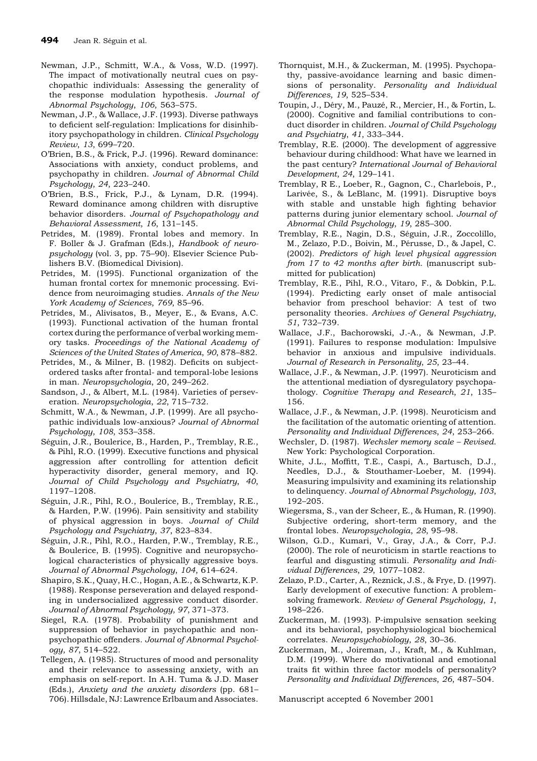Newman, J.P., Schmitt, W.A., & Voss, W.D. (1997). The impact of motivationally neutral cues on psychopathic individuals: Assessing the generality of the response modulation hypothesis. *Journal of Abnormal Psychology*, *106*, 563–575.

Newman, J.P., & Wallace, J.F. (1993). Diverse pathways to deficient self-regulation: Implications for disinhibitory psychopathology in children. *Clinical Psychology Review*, *13*, 699–720.

O'Brien, B.S., & Frick, P.J. (1996). Reward dominance: Associations with anxiety, conduct problems, and psychopathy in children. *Journal of Abnormal Child Psychology*, *24*, 223–240.

O'Brien, B.S., Frick, P.J., & Lynam, D.R. (1994). Reward dominance among children with disruptive behavior disorders. *Journal of Psychopathology and Behavioral Assessment*, *16*, 131–145.

Petrides, M. (1989). Frontal lobes and memory. In F. Boller & J. Grafman (Eds.), *Handbook of neuropsychology* (vol. 3, pp. 75–90). Elsevier Science Publishers B.V. (Biomedical Division).

Petrides, M. (1995). Functional organization of the human frontal cortex for mnemonic processing. Evidence from neuroimaging studies. *Annals of the New York Academy of Sciences*, *769*, 85–96.

Petrides, M., Alivisatos, B., Meyer, E., & Evans, A.C. (1993). Functional activation of the human frontal cortex during the performance of verbal working memory tasks. *Proceedings of the National Academy of Sciences of the United States of America*, *90*, 878–882.

Petrides, M., & Milner, B. (1982). Deficits on subject-ordered tasks after frontal- and temporal-lobe lesions in man. *Neuropsychologia*, 20, 249–262.

Sandson, J., & Albert, M.L. (1984). Varieties of perseveration. *Neuropsychologia*, *22*, 715–732.

Schmitt, W.A., & Newman, J.P. (1999). Are all psychopathic individuals low-anxious? *Journal of Abnormal Psychology*, *108*, 353–358.

Séguin, J.R., Boulerice, B., Harden, P., Tremblay, R.E., & Pihl, R.O. (1999). Executive functions and physical aggression after controlling for attention deficit hyperactivity disorder, general memory, and IQ. *Journal of Child Psychology and Psychiatry*, *40*, 1197–1208.

Séguin, J.R., Pihl, R.O., Boulerice, B., Tremblay, R.E., & Harden, P.W. (1996). Pain sensitivity and stability of physical aggression in boys. *Journal of Child Psychology and Psychiatry*, *37*, 823–834.

Séguin, J.R., Pihl, R.O., Harden, P.W., Tremblay, R.E., & Boulerice, B. (1995). Cognitive and neuropsychological characteristics of physically aggressive boys. *Journal of Abnormal Psychology*, *104*, 614–624.

Shapiro, S.K., Quay, H.C., Hogan, A.E., & Schwartz, K.P. (1988). Response perseveration and delayed responding in undersocialized aggressive conduct disorder. *Journal of Abnormal Psychology*, *97*, 371–373.

Siegel, R.A. (1978). Probability of punishment and suppression of behavior in psychopathic and nonpsychopathic offenders. *Journal of Abnormal Psychology*, *87*, 514–522.

Tellegen, A. (1985). Structures of mood and personality and their relevance to assessing anxiety, with an emphasis on self-report. In A.H. Tuma & J.D. Maser (Eds.), *Anxiety and the anxiety disorders* (pp. 681–706). Hillsdale, NJ: Lawrence Erlbaum and Associates.

Thornquist, M.H., & Zuckerman, M. (1995). Psychopathy, passive-avoidance learning and basic dimensions of personality. *Personality and Individual Differences*, *19*, 525–534.

Toupin, J., Déry, M., Pauzé, R., Mercier, H., & Fortin, L. (2000). Cognitive and familial contributions to conduct disorder in children. *Journal of Child Psychology and Psychiatry*, *41*, 333–344.

Tremblay, R.E. (2000). The development of aggressive behaviour during childhood: What have we learned in the past century? *International Journal of Behavioral Development*, *24*, 129–141.

Tremblay, R E., Loeber, R., Gagnon, C., Charlebois, P., Larivée, S., & LeBlanc, M. (1991). Disruptive boys with stable and unstable high fighting behavior patterns during junior elementary school. *Journal of Abnormal Child Psychology*, *19*, 285–300.

Tremblay, R.E., Nagin, D.S., Séguin, J.R., Zoccolillo, M., Zelazo, P.D., Boivin, M., Pérusse, D., & Japel, C. (2002). *Predictors of high level physical aggression from 17 to 42 months after birth.* (manuscript submitted for publication)

Tremblay, R.E., Pihl, R.O., Vitaro, F., & Dobkin, P.L. (1994). Predicting early onset of male antisocial behavior from preschool behavior: A test of two personality theories. *Archives of General Psychiatry*, *51*, 732–739.

Wallace, J.F., Bachorowski, J.-A., & Newman, J.P. (1991). Failures to response modulation: Impulsive behavior in anxious and impulsive individuals. *Journal of Research in Personality*, *25*, 23–44.

Wallace, J.F., & Newman, J.P. (1997). Neuroticism and the attentional mediation of dysregulatory psychopathology. *Cognitive Therapy and Research*, *21*, 135–156.

Wallace, J.F., & Newman, J.P. (1998). Neuroticism and the facilitation of the automatic orienting of attention. *Personality and Individual Differences*, *24*, 253–266.

Wechsler, D. (1987). *Wechsler memory scale – Revised.* New York: Psychological Corporation.

White, J.L., Moffitt, T.E., Caspi, A., Bartusch, D.J., Needles, D.J., & Stouthamer-Loeber, M. (1994). Measuring impulsivity and examining its relationship to delinquency. *Journal of Abnormal Psychology*, *103*, 192–205.

Wiegersma, S., van der Scheer, E., & Human, R. (1990). Subjective ordering, short-term memory, and the frontal lobes. *Neuropsychologia*, *28*, 95–98.

Wilson, G.D., Kumari, V., Gray, J.A., & Corr, P.J. (2000). The role of neuroticism in startle reactions to fearful and disgusting stimuli. *Personality and Individual Differences*, *29*, 1077–1082.

Zelazo, P.D., Carter, A., Reznick, J.S., & Frye, D. (1997). Early development of executive function: A problem-solving framework. *Review of General Psychology*, *1*, 198–226.

Zuckerman, M. (1993). P-impulsive sensation seeking and its behavioral, psychophysiological biochemical correlates. *Neuropsychobiology*, *28*, 30–36.

Zuckerman, M., Joireman, J., Kraft, M., & Kuhlman, D.M. (1999). Where do motivational and emotional traits fit within three factor models of personality? *Personality and Individual Differences*, *26*, 487–504.

Manuscript accepted 6 November 2001